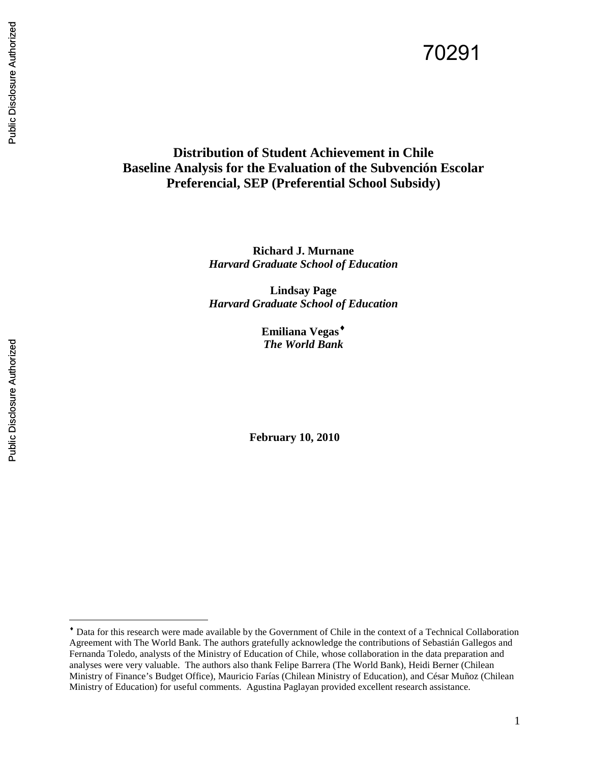70291

# Distribution of Student Achievement in Chile
# Baseline Analysis for the Evaluation of the Subvención Escolar Preferencial, SEP (Preferential School Subsidy)

**Richard J. Murnane**
***Harvard Graduate School of Education***

**Lindsay Page**
***Harvard Graduate School of Education***

**Emiliana Vegas**[♦]
***The World Bank***

**February 10, 2010**

---

[♦] Data for this research were made available by the Government of Chile in the context of a Technical Collaboration Agreement with The World Bank. The authors gratefully acknowledge the contributions of Sebastián Gallegos and Fernanda Toledo, analysts of the Ministry of Education of Chile, whose collaboration in the data preparation and analyses were very valuable. The authors also thank Felipe Barrera (The World Bank), Heidi Berner (Chilean Ministry of Finance's Budget Office), Mauricio Farías (Chilean Ministry of Education), and César Muñoz (Chilean Ministry of Education) for useful comments. Agustina Paglayan provided excellent research assistance.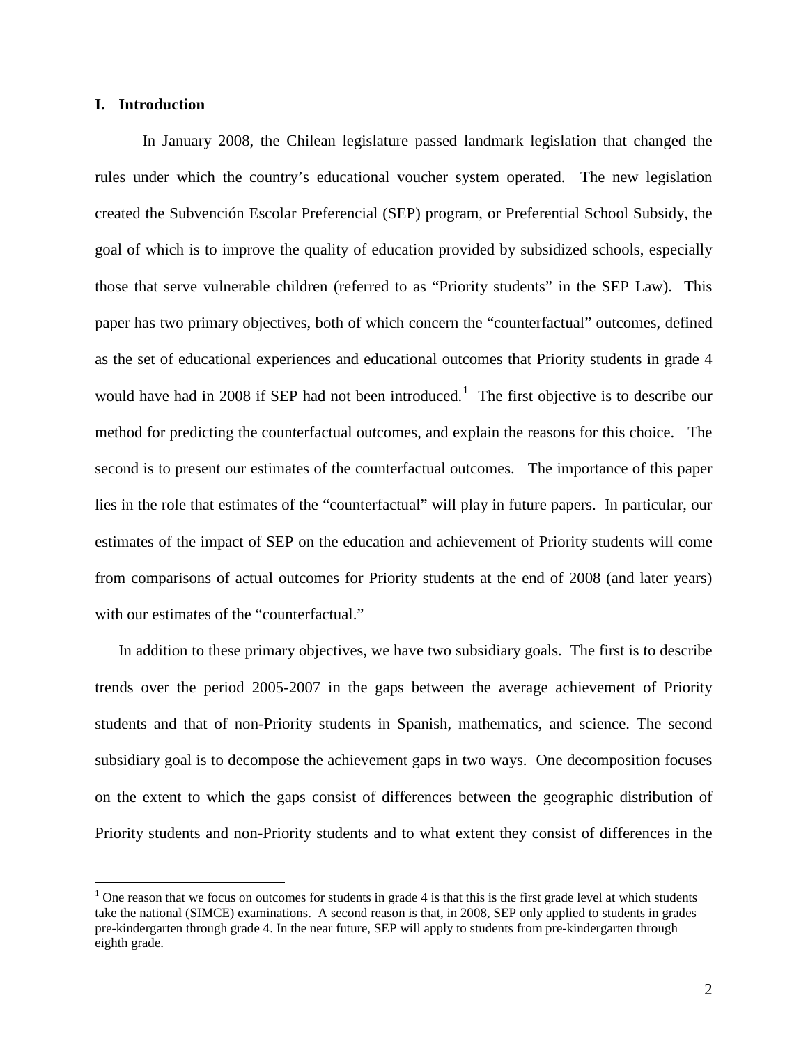## I. Introduction

In January 2008, the Chilean legislature passed landmark legislation that changed the rules under which the country's educational voucher system operated. The new legislation created the Subvención Escolar Preferencial (SEP) program, or Preferential School Subsidy, the goal of which is to improve the quality of education provided by subsidized schools, especially those that serve vulnerable children (referred to as "Priority students" in the SEP Law). This paper has two primary objectives, both of which concern the "counterfactual" outcomes, defined as the set of educational experiences and educational outcomes that Priority students in grade 4 would have had in 2008 if SEP had not been introduced.[1] The first objective is to describe our method for predicting the counterfactual outcomes, and explain the reasons for this choice. The second is to present our estimates of the counterfactual outcomes. The importance of this paper lies in the role that estimates of the "counterfactual" will play in future papers. In particular, our estimates of the impact of SEP on the education and achievement of Priority students will come from comparisons of actual outcomes for Priority students at the end of 2008 (and later years) with our estimates of the "counterfactual."

In addition to these primary objectives, we have two subsidiary goals. The first is to describe trends over the period 2005-2007 in the gaps between the average achievement of Priority students and that of non-Priority students in Spanish, mathematics, and science. The second subsidiary goal is to decompose the achievement gaps in two ways. One decomposition focuses on the extent to which the gaps consist of differences between the geographic distribution of Priority students and non-Priority students and to what extent they consist of differences in the

[1] One reason that we focus on outcomes for students in grade 4 is that this is the first grade level at which students take the national (SIMCE) examinations. A second reason is that, in 2008, SEP only applied to students in grades pre-kindergarten through grade 4. In the near future, SEP will apply to students from pre-kindergarten through eighth grade.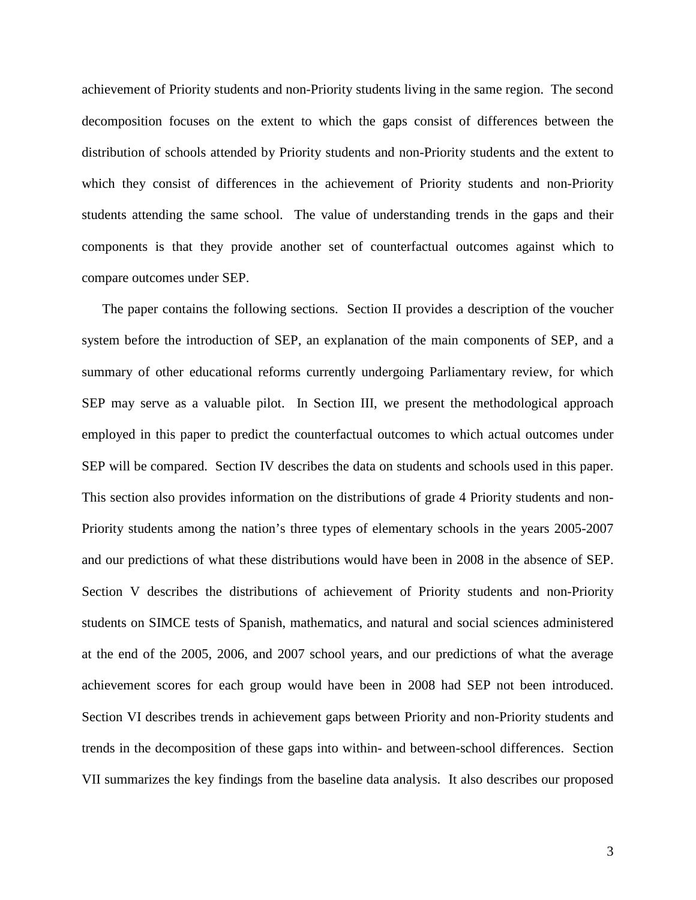achievement of Priority students and non-Priority students living in the same region. The second decomposition focuses on the extent to which the gaps consist of differences between the distribution of schools attended by Priority students and non-Priority students and the extent to which they consist of differences in the achievement of Priority students and non-Priority students attending the same school. The value of understanding trends in the gaps and their components is that they provide another set of counterfactual outcomes against which to compare outcomes under SEP.

The paper contains the following sections. Section II provides a description of the voucher system before the introduction of SEP, an explanation of the main components of SEP, and a summary of other educational reforms currently undergoing Parliamentary review, for which SEP may serve as a valuable pilot. In Section III, we present the methodological approach employed in this paper to predict the counterfactual outcomes to which actual outcomes under SEP will be compared. Section IV describes the data on students and schools used in this paper. This section also provides information on the distributions of grade 4 Priority students and non-Priority students among the nation's three types of elementary schools in the years 2005-2007 and our predictions of what these distributions would have been in 2008 in the absence of SEP. Section V describes the distributions of achievement of Priority students and non-Priority students on SIMCE tests of Spanish, mathematics, and natural and social sciences administered at the end of the 2005, 2006, and 2007 school years, and our predictions of what the average achievement scores for each group would have been in 2008 had SEP not been introduced. Section VI describes trends in achievement gaps between Priority and non-Priority students and trends in the decomposition of these gaps into within- and between-school differences. Section VII summarizes the key findings from the baseline data analysis. It also describes our proposed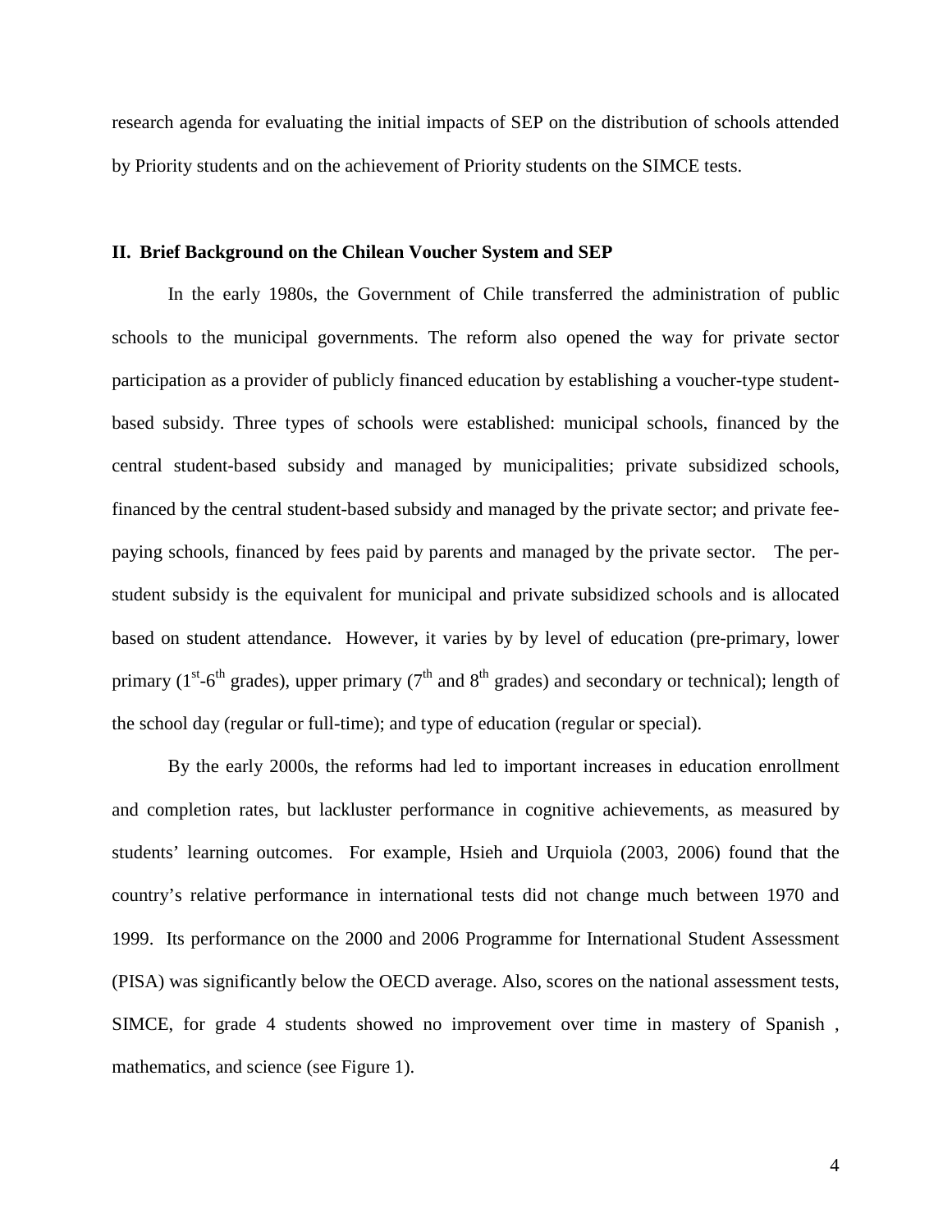research agenda for evaluating the initial impacts of SEP on the distribution of schools attended by Priority students and on the achievement of Priority students on the SIMCE tests.

## II. Brief Background on the Chilean Voucher System and SEP

In the early 1980s, the Government of Chile transferred the administration of public schools to the municipal governments. The reform also opened the way for private sector participation as a provider of publicly financed education by establishing a voucher-type student-based subsidy. Three types of schools were established: municipal schools, financed by the central student-based subsidy and managed by municipalities; private subsidized schools, financed by the central student-based subsidy and managed by the private sector; and private fee-paying schools, financed by fees paid by parents and managed by the private sector. The per-student subsidy is the equivalent for municipal and private subsidized schools and is allocated based on student attendance. However, it varies by by level of education (pre-primary, lower primary (1st-6th grades), upper primary (7th and 8th grades) and secondary or technical); length of the school day (regular or full-time); and type of education (regular or special).

By the early 2000s, the reforms had led to important increases in education enrollment and completion rates, but lackluster performance in cognitive achievements, as measured by students' learning outcomes. For example, Hsieh and Urquiola (2003, 2006) found that the country's relative performance in international tests did not change much between 1970 and 1999. Its performance on the 2000 and 2006 Programme for International Student Assessment (PISA) was significantly below the OECD average. Also, scores on the national assessment tests, SIMCE, for grade 4 students showed no improvement over time in mastery of Spanish , mathematics, and science (see Figure 1).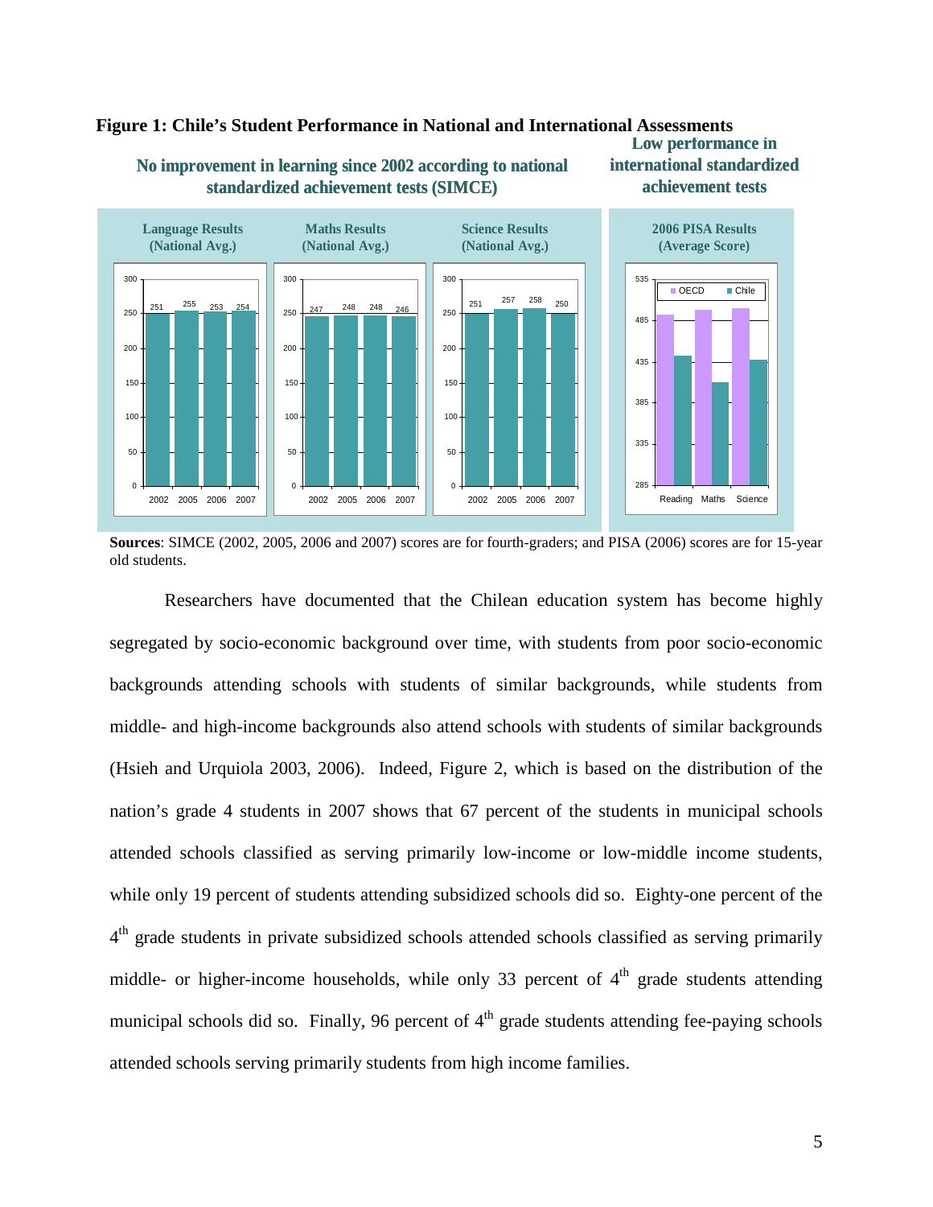**Figure 1: Chile's Student Performance in National and International Assessments**

**No improvement in learning since 2002 according to national standardized achievement tests (SIMCE)**

**Low performance in international standardized achievement tests**

| | 2002 | 2005 | 2006 | 2007 |
|---|---|---|---|---|
| Language Results (National Avg.) | 251 | 255 | 253 | 254 |
| Maths Results (National Avg.) | 247 | 248 | 248 | 246 |
| Science Results (National Avg.) | 251 | 257 | 258 | 250 |

**2006 PISA Results (Average Score)**: OECD and Chile scores in Reading, Maths and Science.

**Sources**: SIMCE (2002, 2005, 2006 and 2007) scores are for fourth-graders; and PISA (2006) scores are for 15-year old students.

Researchers have documented that the Chilean education system has become highly segregated by socio-economic background over time, with students from poor socio-economic backgrounds attending schools with students of similar backgrounds, while students from middle- and high-income backgrounds also attend schools with students of similar backgrounds (Hsieh and Urquiola 2003, 2006). Indeed, Figure 2, which is based on the distribution of the nation's grade 4 students in 2007 shows that 67 percent of the students in municipal schools attended schools classified as serving primarily low-income or low-middle income students, while only 19 percent of students attending subsidized schools did so. Eighty-one percent of the 4th grade students in private subsidized schools attended schools classified as serving primarily middle- or higher-income households, while only 33 percent of 4th grade students attending municipal schools did so. Finally, 96 percent of 4th grade students attending fee-paying schools attended schools serving primarily students from high income families.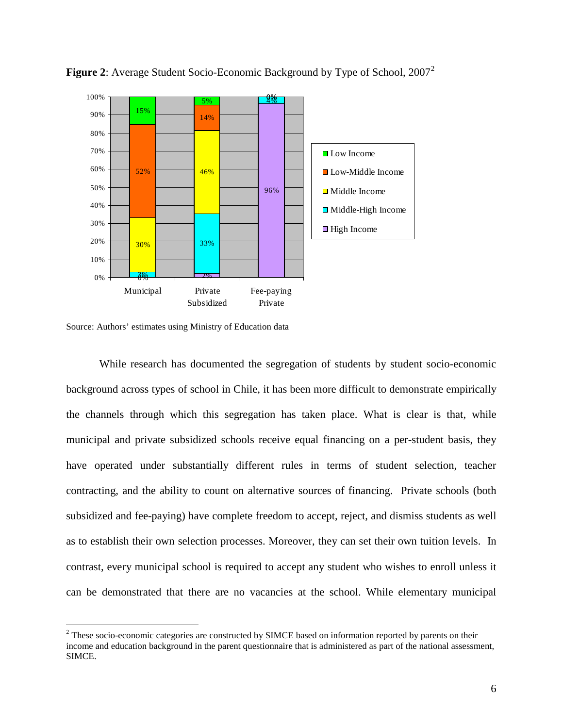**Figure 2**: Average Student Socio-Economic Background by Type of School, 2007[2]

Source: Authors' estimates using Ministry of Education data

While research has documented the segregation of students by student socio-economic background across types of school in Chile, it has been more difficult to demonstrate empirically the channels through which this segregation has taken place. What is clear is that, while municipal and private subsidized schools receive equal financing on a per-student basis, they have operated under substantially different rules in terms of student selection, teacher contracting, and the ability to count on alternative sources of financing. Private schools (both subsidized and fee-paying) have complete freedom to accept, reject, and dismiss students as well as to establish their own selection processes. Moreover, they can set their own tuition levels. In contrast, every municipal school is required to accept any student who wishes to enroll unless it can be demonstrated that there are no vacancies at the school. While elementary municipal

[2] These socio-economic categories are constructed by SIMCE based on information reported by parents on their income and education background in the parent questionnaire that is administered as part of the national assessment, SIMCE.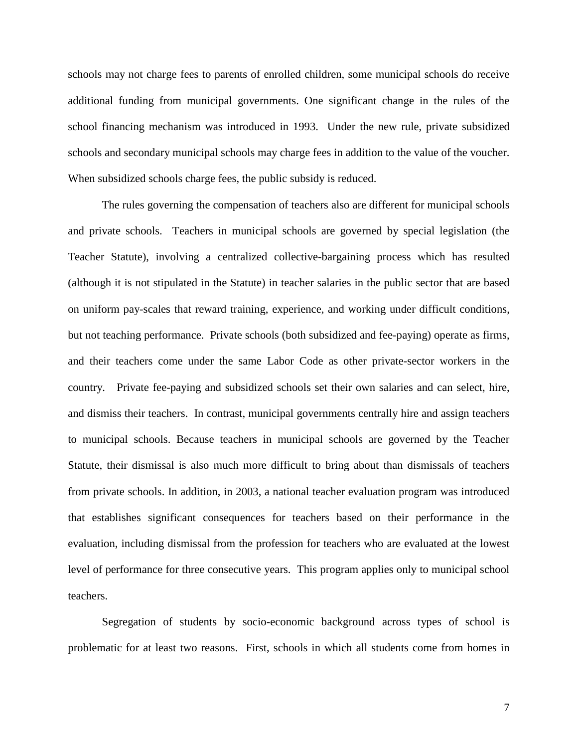schools may not charge fees to parents of enrolled children, some municipal schools do receive additional funding from municipal governments. One significant change in the rules of the school financing mechanism was introduced in 1993. Under the new rule, private subsidized schools and secondary municipal schools may charge fees in addition to the value of the voucher. When subsidized schools charge fees, the public subsidy is reduced.

The rules governing the compensation of teachers also are different for municipal schools and private schools. Teachers in municipal schools are governed by special legislation (the Teacher Statute), involving a centralized collective-bargaining process which has resulted (although it is not stipulated in the Statute) in teacher salaries in the public sector that are based on uniform pay-scales that reward training, experience, and working under difficult conditions, but not teaching performance. Private schools (both subsidized and fee-paying) operate as firms, and their teachers come under the same Labor Code as other private-sector workers in the country. Private fee-paying and subsidized schools set their own salaries and can select, hire, and dismiss their teachers. In contrast, municipal governments centrally hire and assign teachers to municipal schools. Because teachers in municipal schools are governed by the Teacher Statute, their dismissal is also much more difficult to bring about than dismissals of teachers from private schools. In addition, in 2003, a national teacher evaluation program was introduced that establishes significant consequences for teachers based on their performance in the evaluation, including dismissal from the profession for teachers who are evaluated at the lowest level of performance for three consecutive years. This program applies only to municipal school teachers.

Segregation of students by socio-economic background across types of school is problematic for at least two reasons. First, schools in which all students come from homes in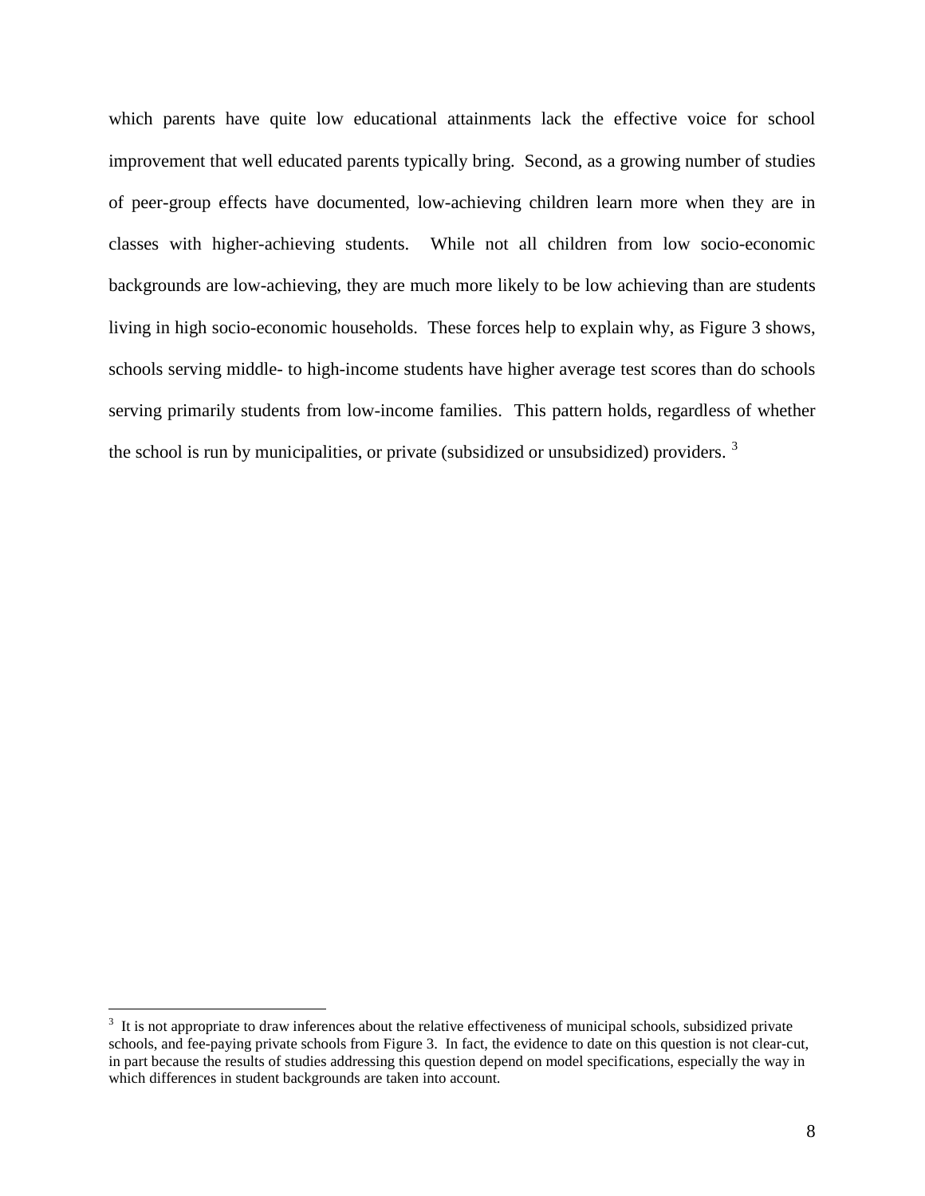which parents have quite low educational attainments lack the effective voice for school improvement that well educated parents typically bring. Second, as a growing number of studies of peer-group effects have documented, low-achieving children learn more when they are in classes with higher-achieving students. While not all children from low socio-economic backgrounds are low-achieving, they are much more likely to be low achieving than are students living in high socio-economic households. These forces help to explain why, as Figure 3 shows, schools serving middle- to high-income students have higher average test scores than do schools serving primarily students from low-income families. This pattern holds, regardless of whether the school is run by municipalities, or private (subsidized or unsubsidized) providers. [3]

[3] It is not appropriate to draw inferences about the relative effectiveness of municipal schools, subsidized private schools, and fee-paying private schools from Figure 3. In fact, the evidence to date on this question is not clear-cut, in part because the results of studies addressing this question depend on model specifications, especially the way in which differences in student backgrounds are taken into account.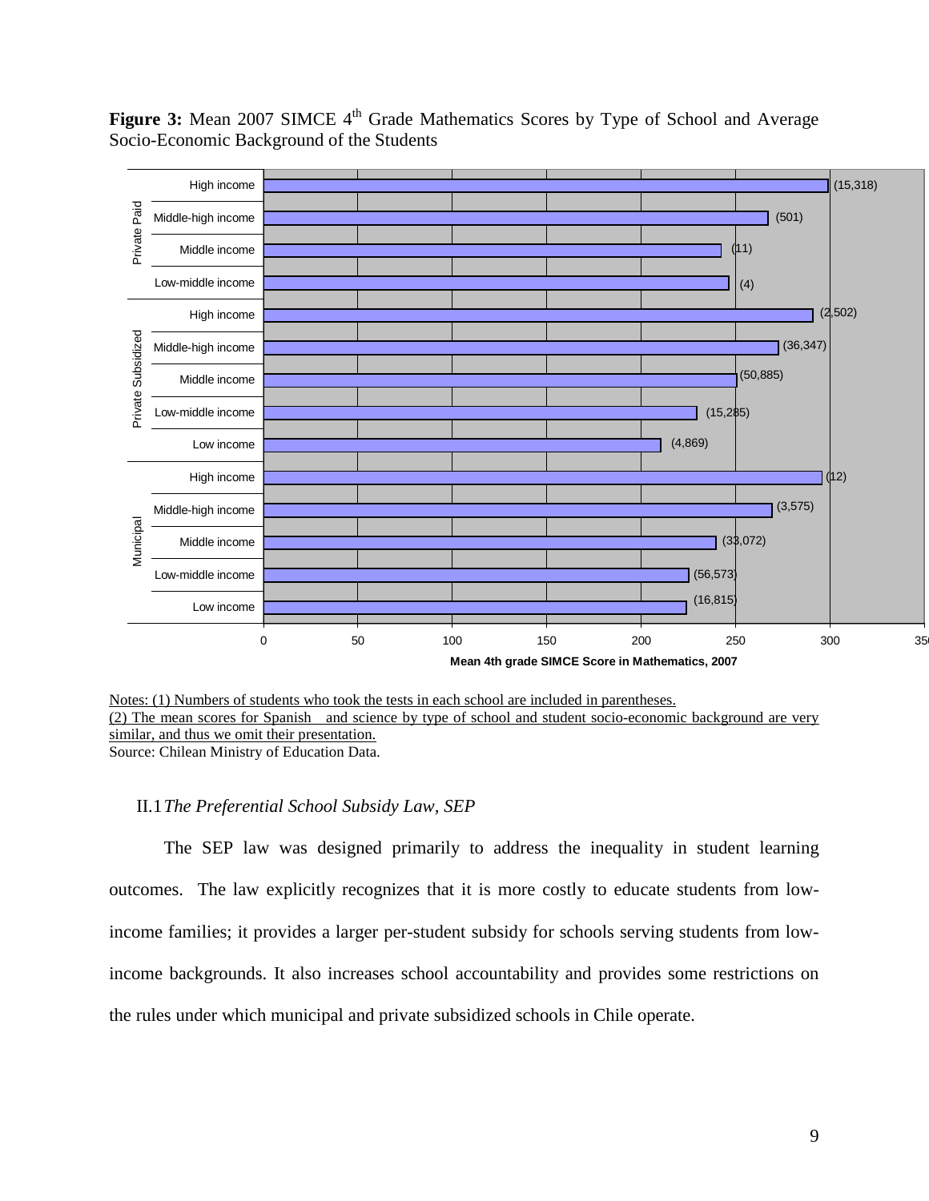**Figure 3:** Mean 2007 SIMCE 4th Grade Mathematics Scores by Type of School and Average Socio-Economic Background of the Students

Notes: (1) Numbers of students who took the tests in each school are included in parentheses.
(2) The mean scores for Spanish and science by type of school and student socio-economic background are very similar, and thus we omit their presentation.
Source: Chilean Ministry of Education Data.

## II.1 *The Preferential School Subsidy Law, SEP*

The SEP law was designed primarily to address the inequality in student learning outcomes. The law explicitly recognizes that it is more costly to educate students from low-income families; it provides a larger per-student subsidy for schools serving students from low-income backgrounds. It also increases school accountability and provides some restrictions on the rules under which municipal and private subsidized schools in Chile operate.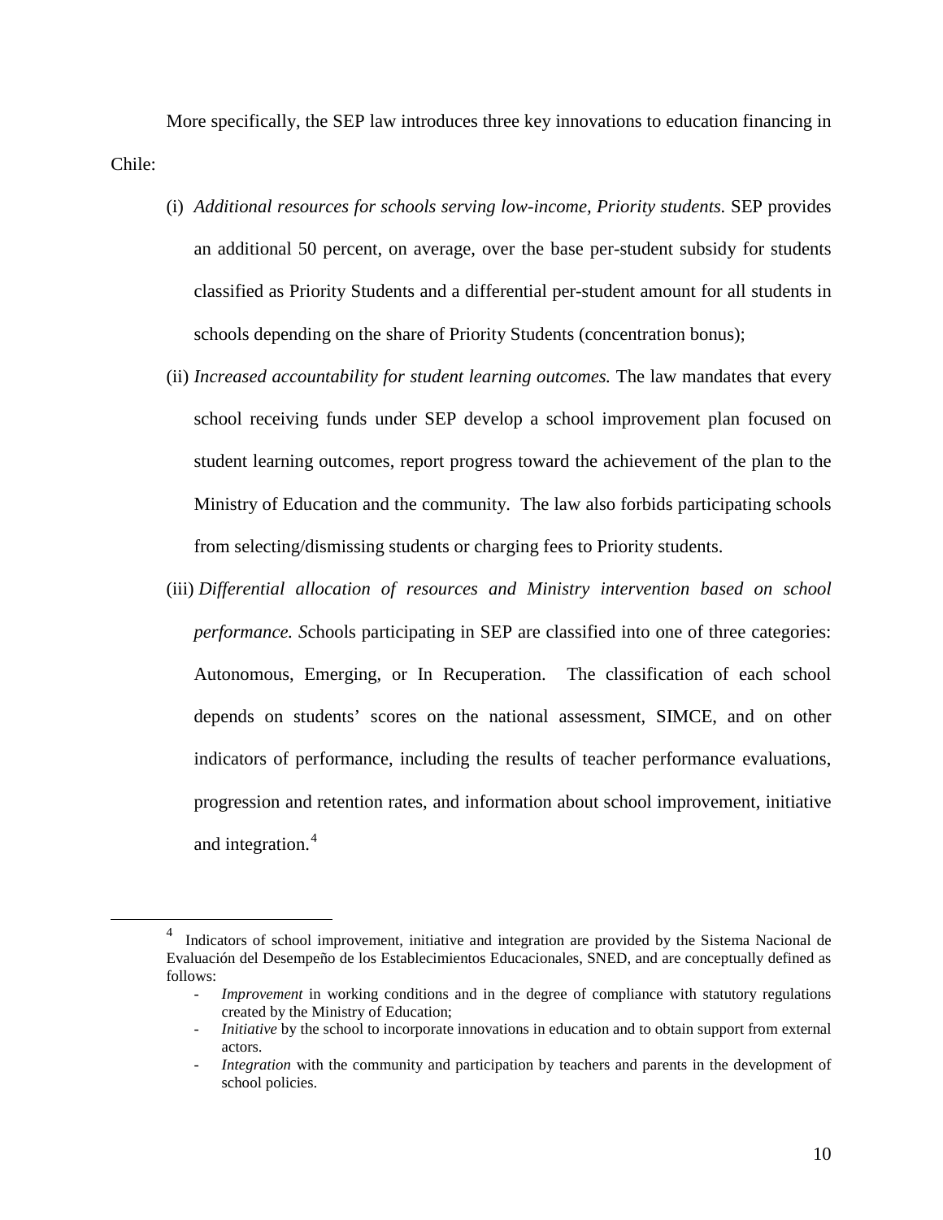More specifically, the SEP law introduces three key innovations to education financing in Chile:

(i) *Additional resources for schools serving low-income, Priority students.* SEP provides an additional 50 percent, on average, over the base per-student subsidy for students classified as Priority Students and a differential per-student amount for all students in schools depending on the share of Priority Students (concentration bonus);

(ii) *Increased accountability for student learning outcomes.* The law mandates that every school receiving funds under SEP develop a school improvement plan focused on student learning outcomes, report progress toward the achievement of the plan to the Ministry of Education and the community. The law also forbids participating schools from selecting/dismissing students or charging fees to Priority students.

(iii) *Differential allocation of resources and Ministry intervention based on school performance. S*chools participating in SEP are classified into one of three categories: Autonomous, Emerging, or In Recuperation. The classification of each school depends on students' scores on the national assessment, SIMCE, and on other indicators of performance, including the results of teacher performance evaluations, progression and retention rates, and information about school improvement, initiative and integration.[4]

---

[4] Indicators of school improvement, initiative and integration are provided by the Sistema Nacional de Evaluación del Desempeño de los Establecimientos Educacionales, SNED, and are conceptually defined as follows:

- *Improvement* in working conditions and in the degree of compliance with statutory regulations created by the Ministry of Education;
- *Initiative* by the school to incorporate innovations in education and to obtain support from external actors.
- *Integration* with the community and participation by teachers and parents in the development of school policies.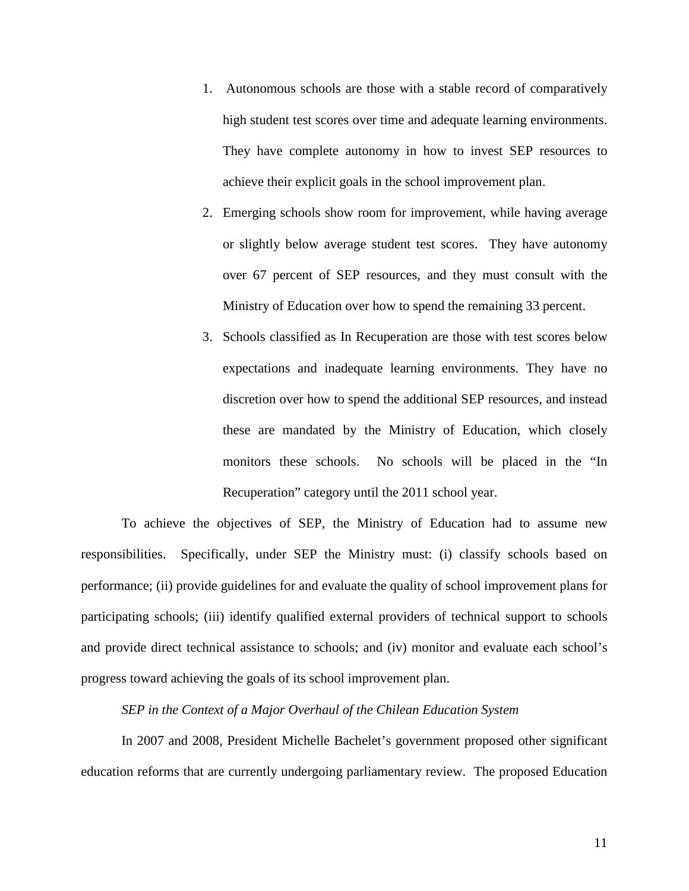1. Autonomous schools are those with a stable record of comparatively high student test scores over time and adequate learning environments. They have complete autonomy in how to invest SEP resources to achieve their explicit goals in the school improvement plan.
2. Emerging schools show room for improvement, while having average or slightly below average student test scores. They have autonomy over 67 percent of SEP resources, and they must consult with the Ministry of Education over how to spend the remaining 33 percent.
3. Schools classified as In Recuperation are those with test scores below expectations and inadequate learning environments. They have no discretion over how to spend the additional SEP resources, and instead these are mandated by the Ministry of Education, which closely monitors these schools. No schools will be placed in the "In Recuperation" category until the 2011 school year.

To achieve the objectives of SEP, the Ministry of Education had to assume new responsibilities. Specifically, under SEP the Ministry must: (i) classify schools based on performance; (ii) provide guidelines for and evaluate the quality of school improvement plans for participating schools; (iii) identify qualified external providers of technical support to schools and provide direct technical assistance to schools; and (iv) monitor and evaluate each school's progress toward achieving the goals of its school improvement plan.

*SEP in the Context of a Major Overhaul of the Chilean Education System*

In 2007 and 2008, President Michelle Bachelet's government proposed other significant education reforms that are currently undergoing parliamentary review. The proposed Education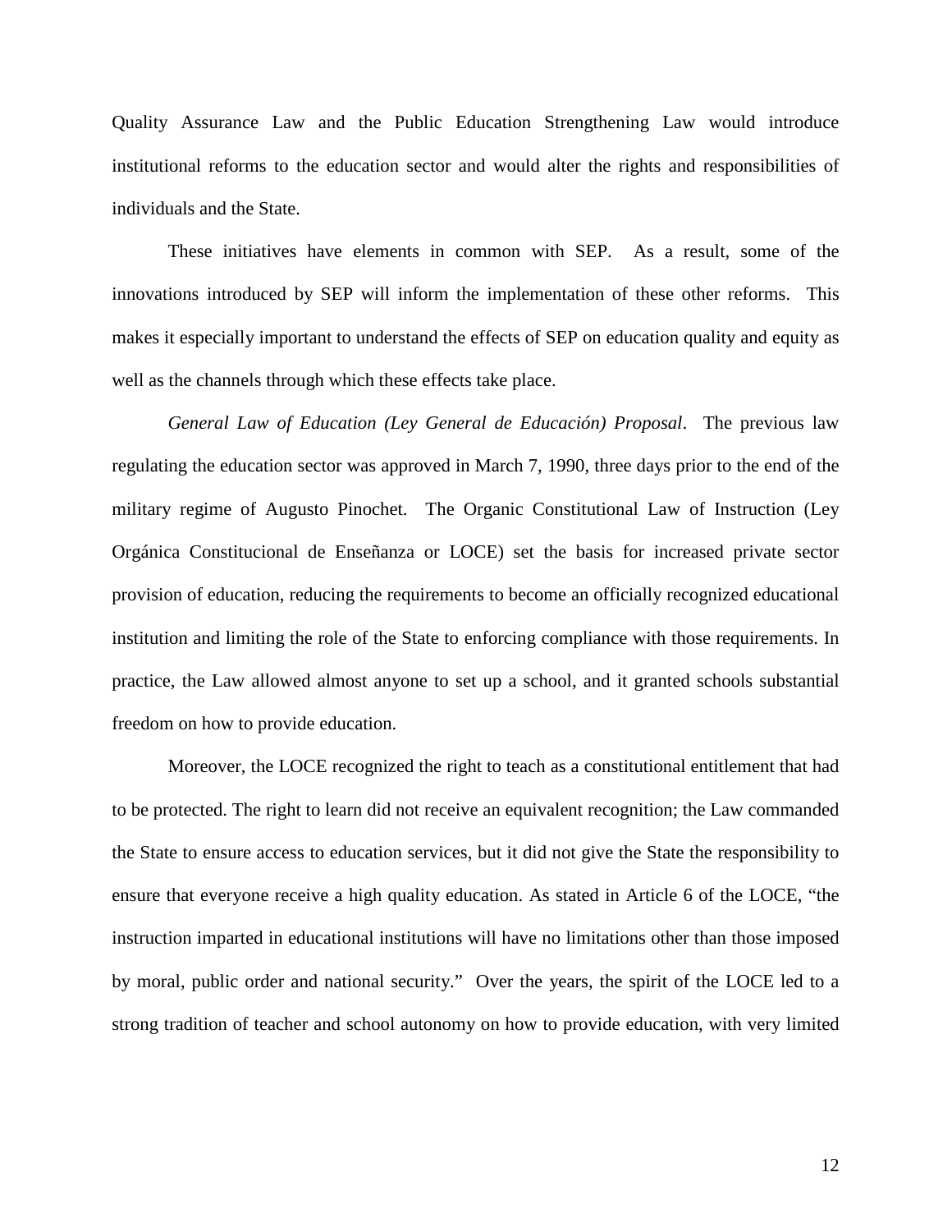Quality Assurance Law and the Public Education Strengthening Law would introduce institutional reforms to the education sector and would alter the rights and responsibilities of individuals and the State.

These initiatives have elements in common with SEP. As a result, some of the innovations introduced by SEP will inform the implementation of these other reforms. This makes it especially important to understand the effects of SEP on education quality and equity as well as the channels through which these effects take place.

*General Law of Education (Ley General de Educación) Proposal*. The previous law regulating the education sector was approved in March 7, 1990, three days prior to the end of the military regime of Augusto Pinochet. The Organic Constitutional Law of Instruction (Ley Orgánica Constitucional de Enseñanza or LOCE) set the basis for increased private sector provision of education, reducing the requirements to become an officially recognized educational institution and limiting the role of the State to enforcing compliance with those requirements. In practice, the Law allowed almost anyone to set up a school, and it granted schools substantial freedom on how to provide education.

Moreover, the LOCE recognized the right to teach as a constitutional entitlement that had to be protected. The right to learn did not receive an equivalent recognition; the Law commanded the State to ensure access to education services, but it did not give the State the responsibility to ensure that everyone receive a high quality education. As stated in Article 6 of the LOCE, "the instruction imparted in educational institutions will have no limitations other than those imposed by moral, public order and national security." Over the years, the spirit of the LOCE led to a strong tradition of teacher and school autonomy on how to provide education, with very limited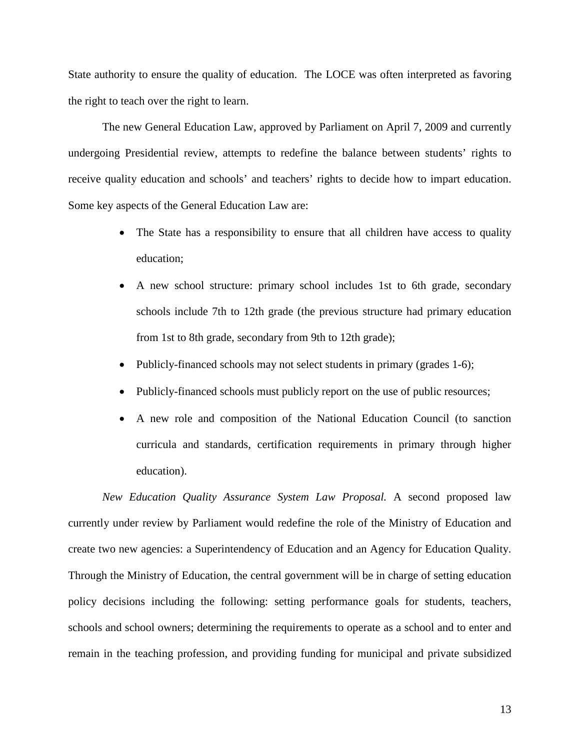State authority to ensure the quality of education. The LOCE was often interpreted as favoring the right to teach over the right to learn.

The new General Education Law, approved by Parliament on April 7, 2009 and currently undergoing Presidential review, attempts to redefine the balance between students' rights to receive quality education and schools' and teachers' rights to decide how to impart education. Some key aspects of the General Education Law are:

- The State has a responsibility to ensure that all children have access to quality education;
- A new school structure: primary school includes 1st to 6th grade, secondary schools include 7th to 12th grade (the previous structure had primary education from 1st to 8th grade, secondary from 9th to 12th grade);
- Publicly-financed schools may not select students in primary (grades 1-6);
- Publicly-financed schools must publicly report on the use of public resources;
- A new role and composition of the National Education Council (to sanction curricula and standards, certification requirements in primary through higher education).

*New Education Quality Assurance System Law Proposal.* A second proposed law currently under review by Parliament would redefine the role of the Ministry of Education and create two new agencies: a Superintendency of Education and an Agency for Education Quality. Through the Ministry of Education, the central government will be in charge of setting education policy decisions including the following: setting performance goals for students, teachers, schools and school owners; determining the requirements to operate as a school and to enter and remain in the teaching profession, and providing funding for municipal and private subsidized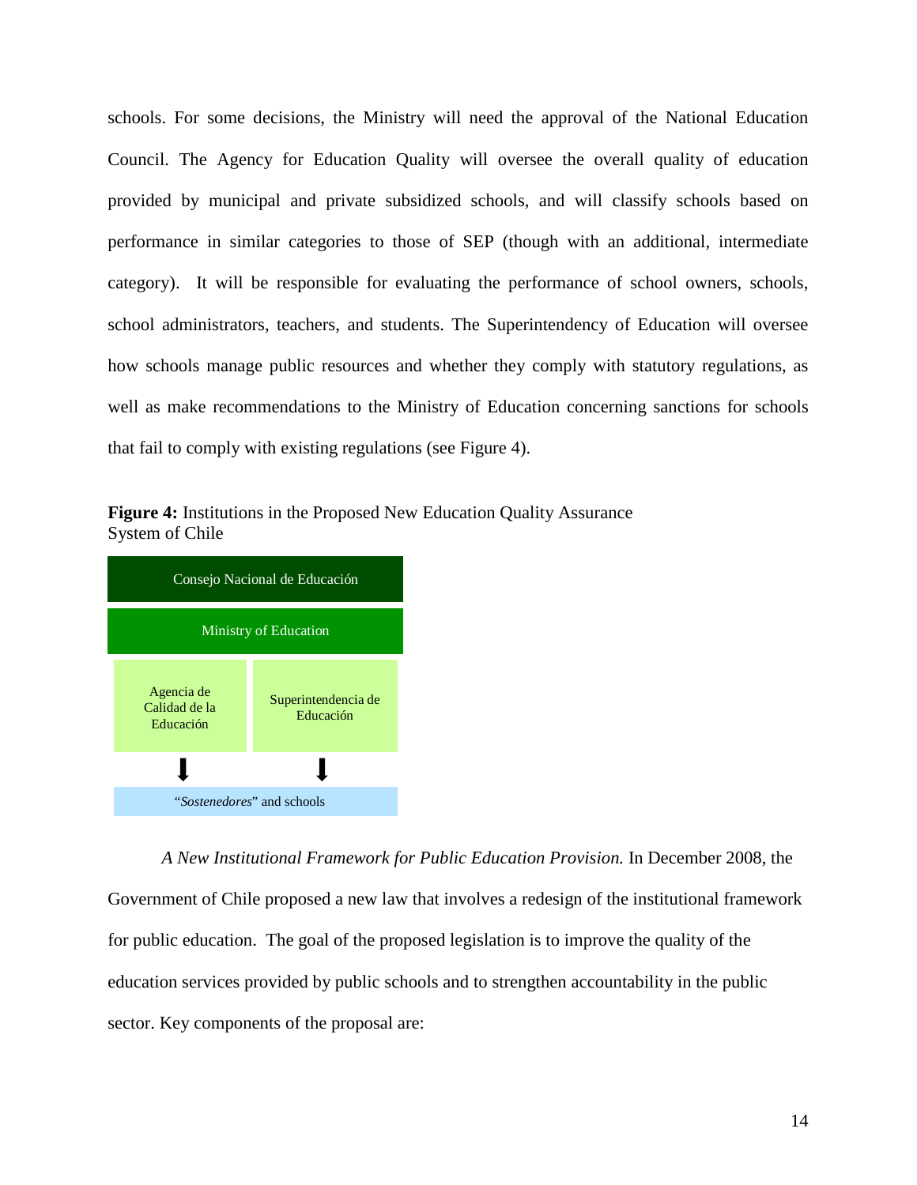schools. For some decisions, the Ministry will need the approval of the National Education Council. The Agency for Education Quality will oversee the overall quality of education provided by municipal and private subsidized schools, and will classify schools based on performance in similar categories to those of SEP (though with an additional, intermediate category). It will be responsible for evaluating the performance of school owners, schools, school administrators, teachers, and students. The Superintendency of Education will oversee how schools manage public resources and whether they comply with statutory regulations, as well as make recommendations to the Ministry of Education concerning sanctions for schools that fail to comply with existing regulations (see Figure 4).

**Figure 4:** Institutions in the Proposed New Education Quality Assurance System of Chile

| Consejo Nacional de Educación | |
|---|---|
| Ministry of Education | |
| Agencia de Calidad de la Educación | Superintendencia de Educación |
| ⬇ | ⬇ |
| "*Sostenedores*" and schools | |

*A New Institutional Framework for Public Education Provision.* In December 2008, the Government of Chile proposed a new law that involves a redesign of the institutional framework for public education. The goal of the proposed legislation is to improve the quality of the education services provided by public schools and to strengthen accountability in the public sector. Key components of the proposal are: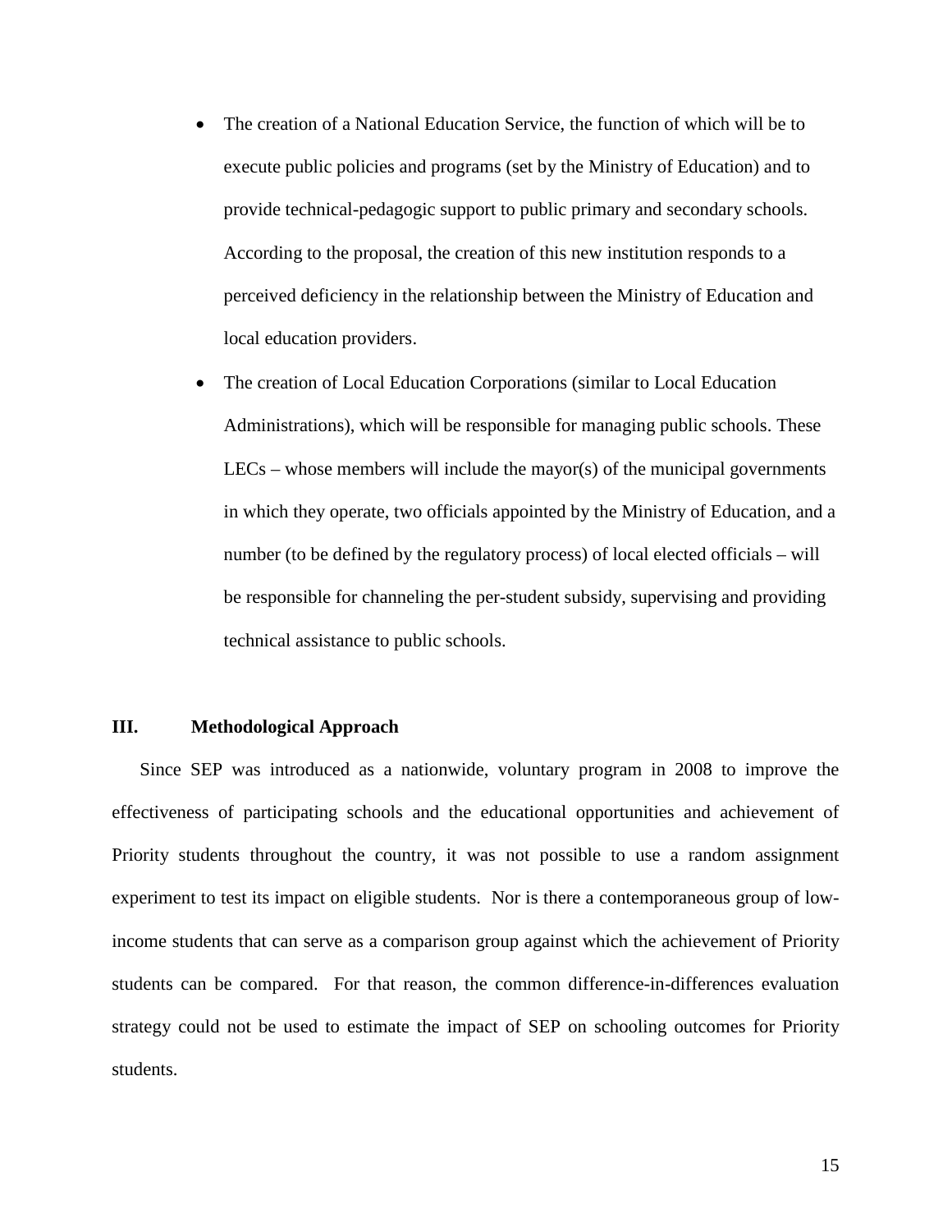- The creation of a National Education Service, the function of which will be to execute public policies and programs (set by the Ministry of Education) and to provide technical-pedagogic support to public primary and secondary schools. According to the proposal, the creation of this new institution responds to a perceived deficiency in the relationship between the Ministry of Education and local education providers.
- The creation of Local Education Corporations (similar to Local Education Administrations), which will be responsible for managing public schools. These LECs – whose members will include the mayor(s) of the municipal governments in which they operate, two officials appointed by the Ministry of Education, and a number (to be defined by the regulatory process) of local elected officials – will be responsible for channeling the per-student subsidy, supervising and providing technical assistance to public schools.

## III. Methodological Approach

Since SEP was introduced as a nationwide, voluntary program in 2008 to improve the effectiveness of participating schools and the educational opportunities and achievement of Priority students throughout the country, it was not possible to use a random assignment experiment to test its impact on eligible students. Nor is there a contemporaneous group of low-income students that can serve as a comparison group against which the achievement of Priority students can be compared. For that reason, the common difference-in-differences evaluation strategy could not be used to estimate the impact of SEP on schooling outcomes for Priority students.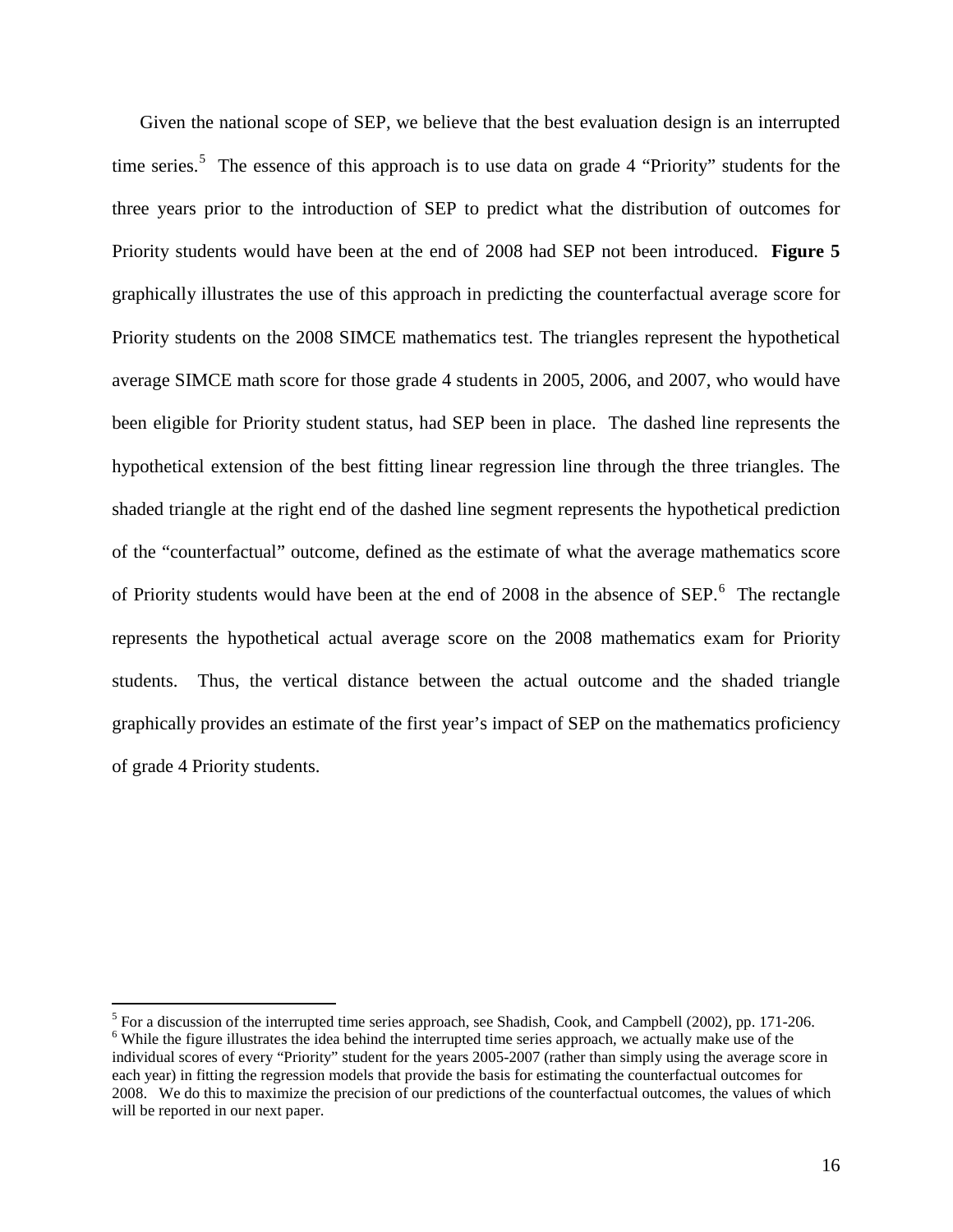Given the national scope of SEP, we believe that the best evaluation design is an interrupted time series.[5] The essence of this approach is to use data on grade 4 "Priority" students for the three years prior to the introduction of SEP to predict what the distribution of outcomes for Priority students would have been at the end of 2008 had SEP not been introduced. **Figure 5** graphically illustrates the use of this approach in predicting the counterfactual average score for Priority students on the 2008 SIMCE mathematics test. The triangles represent the hypothetical average SIMCE math score for those grade 4 students in 2005, 2006, and 2007, who would have been eligible for Priority student status, had SEP been in place. The dashed line represents the hypothetical extension of the best fitting linear regression line through the three triangles. The shaded triangle at the right end of the dashed line segment represents the hypothetical prediction of the "counterfactual" outcome, defined as the estimate of what the average mathematics score of Priority students would have been at the end of 2008 in the absence of SEP.[6] The rectangle represents the hypothetical actual average score on the 2008 mathematics exam for Priority students. Thus, the vertical distance between the actual outcome and the shaded triangle graphically provides an estimate of the first year's impact of SEP on the mathematics proficiency of grade 4 Priority students.

---

[5] For a discussion of the interrupted time series approach, see Shadish, Cook, and Campbell (2002), pp. 171-206.

[6] While the figure illustrates the idea behind the interrupted time series approach, we actually make use of the individual scores of every "Priority" student for the years 2005-2007 (rather than simply using the average score in each year) in fitting the regression models that provide the basis for estimating the counterfactual outcomes for 2008. We do this to maximize the precision of our predictions of the counterfactual outcomes, the values of which will be reported in our next paper.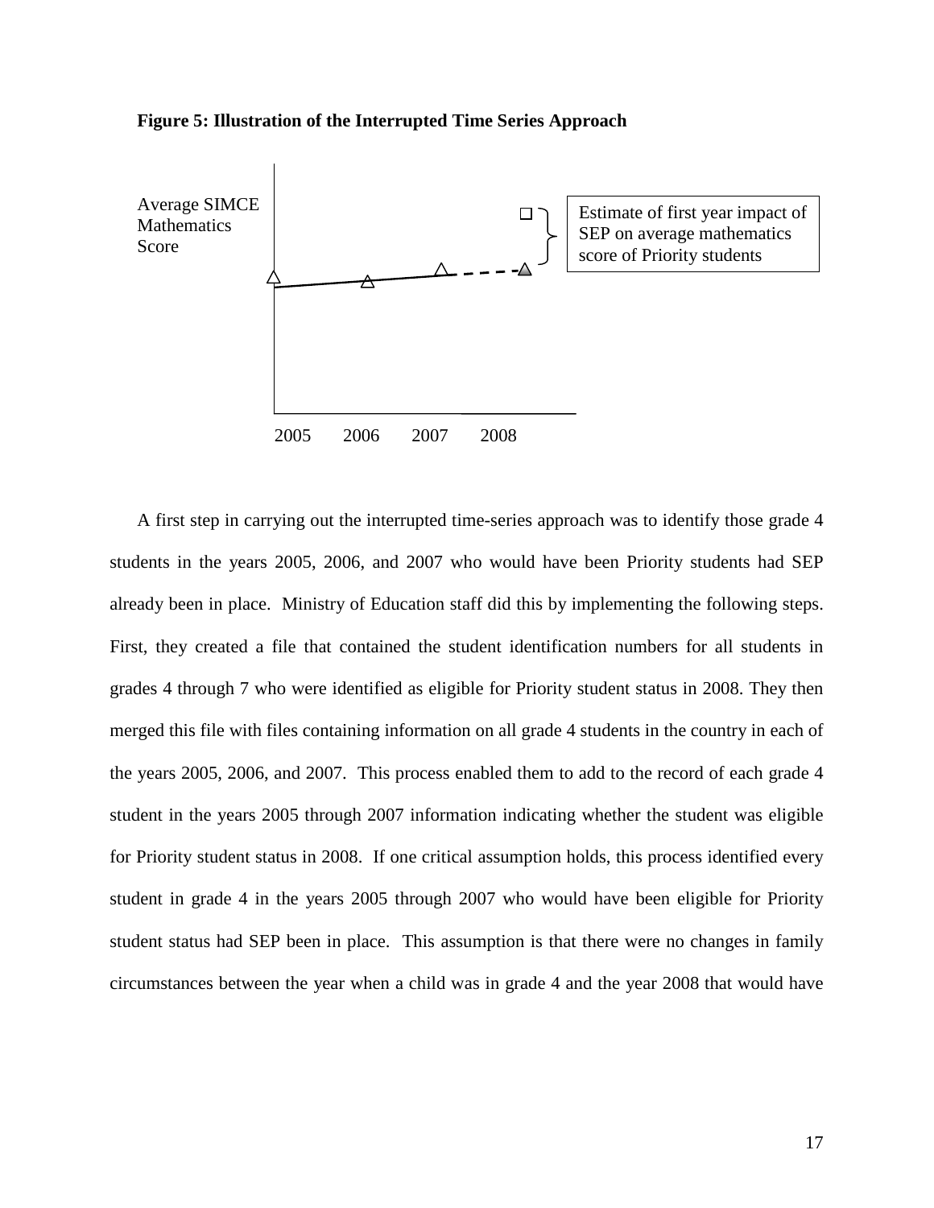**Figure 5: Illustration of the Interrupted Time Series Approach**

Average SIMCE Mathematics Score

Estimate of first year impact of SEP on average mathematics score of Priority students

2005 2006 2007 2008

A first step in carrying out the interrupted time-series approach was to identify those grade 4 students in the years 2005, 2006, and 2007 who would have been Priority students had SEP already been in place. Ministry of Education staff did this by implementing the following steps. First, they created a file that contained the student identification numbers for all students in grades 4 through 7 who were identified as eligible for Priority student status in 2008. They then merged this file with files containing information on all grade 4 students in the country in each of the years 2005, 2006, and 2007. This process enabled them to add to the record of each grade 4 student in the years 2005 through 2007 information indicating whether the student was eligible for Priority student status in 2008. If one critical assumption holds, this process identified every student in grade 4 in the years 2005 through 2007 who would have been eligible for Priority student status had SEP been in place. This assumption is that there were no changes in family circumstances between the year when a child was in grade 4 and the year 2008 that would have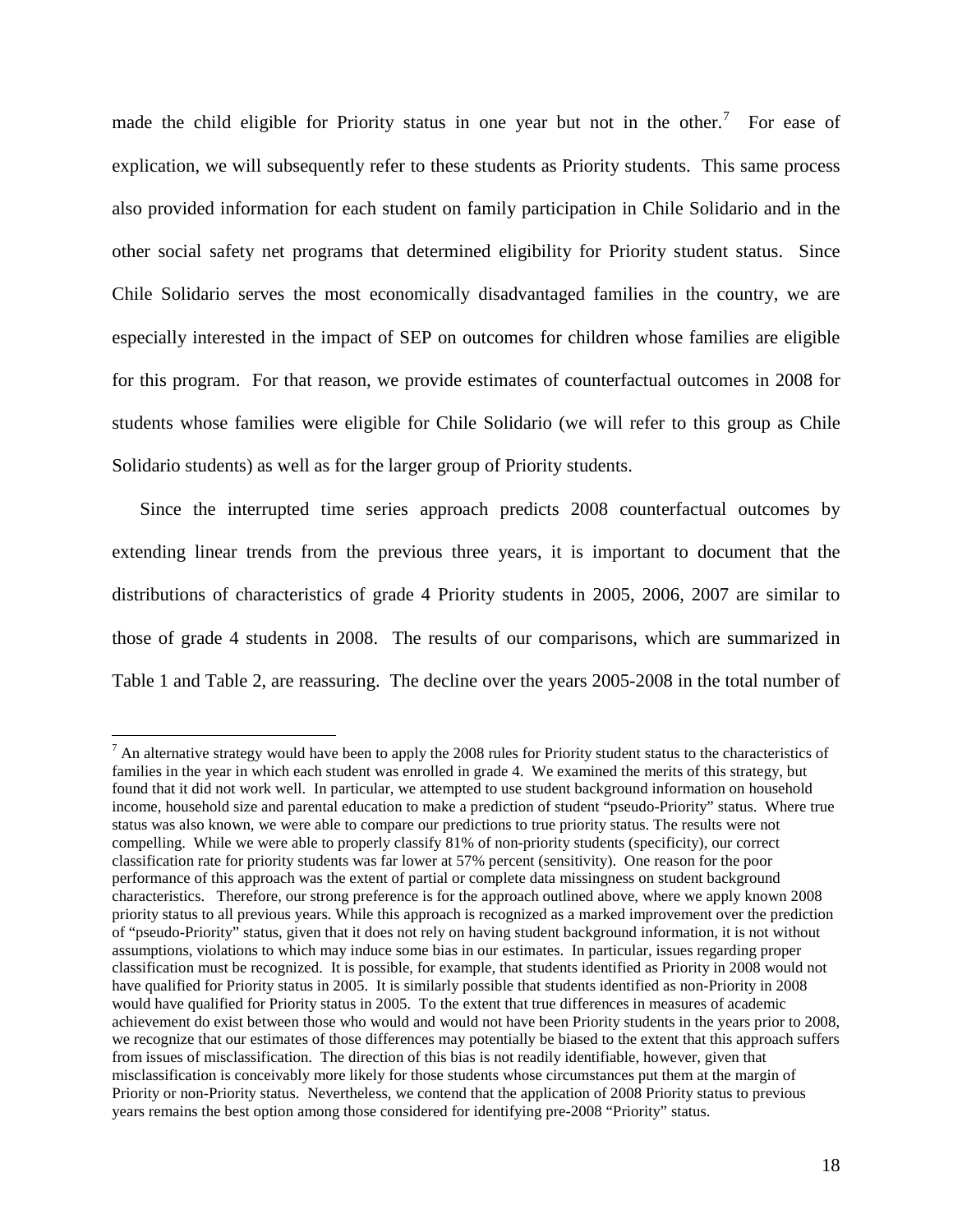made the child eligible for Priority status in one year but not in the other.[7] For ease of explication, we will subsequently refer to these students as Priority students. This same process also provided information for each student on family participation in Chile Solidario and in the other social safety net programs that determined eligibility for Priority student status. Since Chile Solidario serves the most economically disadvantaged families in the country, we are especially interested in the impact of SEP on outcomes for children whose families are eligible for this program. For that reason, we provide estimates of counterfactual outcomes in 2008 for students whose families were eligible for Chile Solidario (we will refer to this group as Chile Solidario students) as well as for the larger group of Priority students.

Since the interrupted time series approach predicts 2008 counterfactual outcomes by extending linear trends from the previous three years, it is important to document that the distributions of characteristics of grade 4 Priority students in 2005, 2006, 2007 are similar to those of grade 4 students in 2008. The results of our comparisons, which are summarized in Table 1 and Table 2, are reassuring. The decline over the years 2005-2008 in the total number of

---

[7] An alternative strategy would have been to apply the 2008 rules for Priority student status to the characteristics of families in the year in which each student was enrolled in grade 4. We examined the merits of this strategy, but found that it did not work well. In particular, we attempted to use student background information on household income, household size and parental education to make a prediction of student "pseudo-Priority" status. Where true status was also known, we were able to compare our predictions to true priority status. The results were not compelling. While we were able to properly classify 81% of non-priority students (specificity), our correct classification rate for priority students was far lower at 57% percent (sensitivity). One reason for the poor performance of this approach was the extent of partial or complete data missingness on student background characteristics. Therefore, our strong preference is for the approach outlined above, where we apply known 2008 priority status to all previous years. While this approach is recognized as a marked improvement over the prediction of "pseudo-Priority" status, given that it does not rely on having student background information, it is not without assumptions, violations to which may induce some bias in our estimates. In particular, issues regarding proper classification must be recognized. It is possible, for example, that students identified as Priority in 2008 would not have qualified for Priority status in 2005. It is similarly possible that students identified as non-Priority in 2008 would have qualified for Priority status in 2005. To the extent that true differences in measures of academic achievement do exist between those who would and would not have been Priority students in the years prior to 2008, we recognize that our estimates of those differences may potentially be biased to the extent that this approach suffers from issues of misclassification. The direction of this bias is not readily identifiable, however, given that misclassification is conceivably more likely for those students whose circumstances put them at the margin of Priority or non-Priority status. Nevertheless, we contend that the application of 2008 Priority status to previous years remains the best option among those considered for identifying pre-2008 "Priority" status.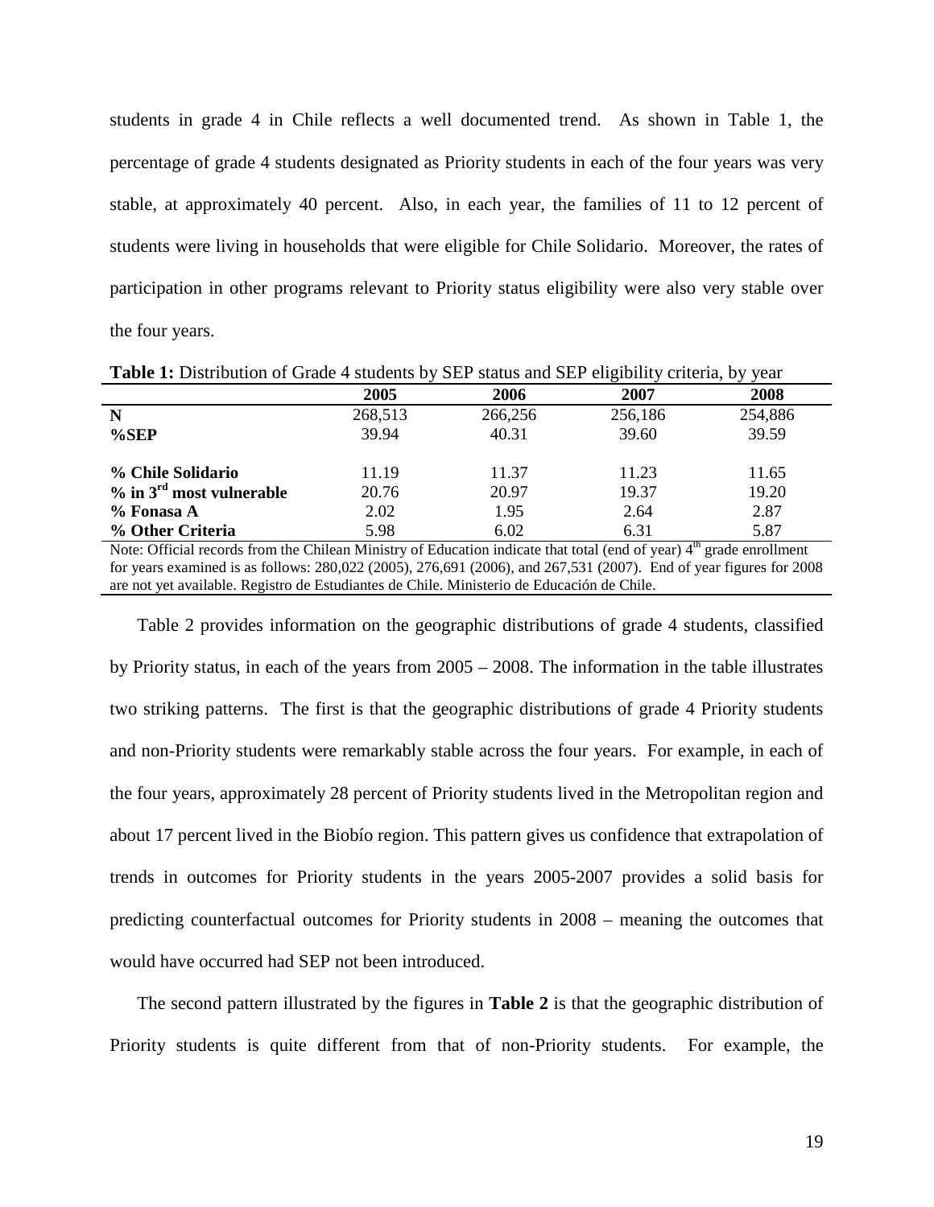students in grade 4 in Chile reflects a well documented trend. As shown in Table 1, the percentage of grade 4 students designated as Priority students in each of the four years was very stable, at approximately 40 percent. Also, in each year, the families of 11 to 12 percent of students were living in households that were eligible for Chile Solidario. Moreover, the rates of participation in other programs relevant to Priority status eligibility were also very stable over the four years.

**Table 1:** Distribution of Grade 4 students by SEP status and SEP eligibility criteria, by year

| | **2005** | **2006** | **2007** | **2008** |
|---|---|---|---|---|
| **N** | 268,513 | 266,256 | 256,186 | 254,886 |
| **%SEP** | 39.94 | 40.31 | 39.60 | 39.59 |
| **% Chile Solidario** | 11.19 | 11.37 | 11.23 | 11.65 |
| **% in 3rd most vulnerable** | 20.76 | 20.97 | 19.37 | 19.20 |
| **% Fonasa A** | 2.02 | 1.95 | 2.64 | 2.87 |
| **% Other Criteria** | 5.98 | 6.02 | 6.31 | 5.87 |

Note: Official records from the Chilean Ministry of Education indicate that total (end of year) 4th grade enrollment for years examined is as follows: 280,022 (2005), 276,691 (2006), and 267,531 (2007). End of year figures for 2008 are not yet available. Registro de Estudiantes de Chile. Ministerio de Educación de Chile.

Table 2 provides information on the geographic distributions of grade 4 students, classified by Priority status, in each of the years from 2005 – 2008. The information in the table illustrates two striking patterns. The first is that the geographic distributions of grade 4 Priority students and non-Priority students were remarkably stable across the four years. For example, in each of the four years, approximately 28 percent of Priority students lived in the Metropolitan region and about 17 percent lived in the Biobío region. This pattern gives us confidence that extrapolation of trends in outcomes for Priority students in the years 2005-2007 provides a solid basis for predicting counterfactual outcomes for Priority students in 2008 – meaning the outcomes that would have occurred had SEP not been introduced.

The second pattern illustrated by the figures in **Table 2** is that the geographic distribution of Priority students is quite different from that of non-Priority students. For example, the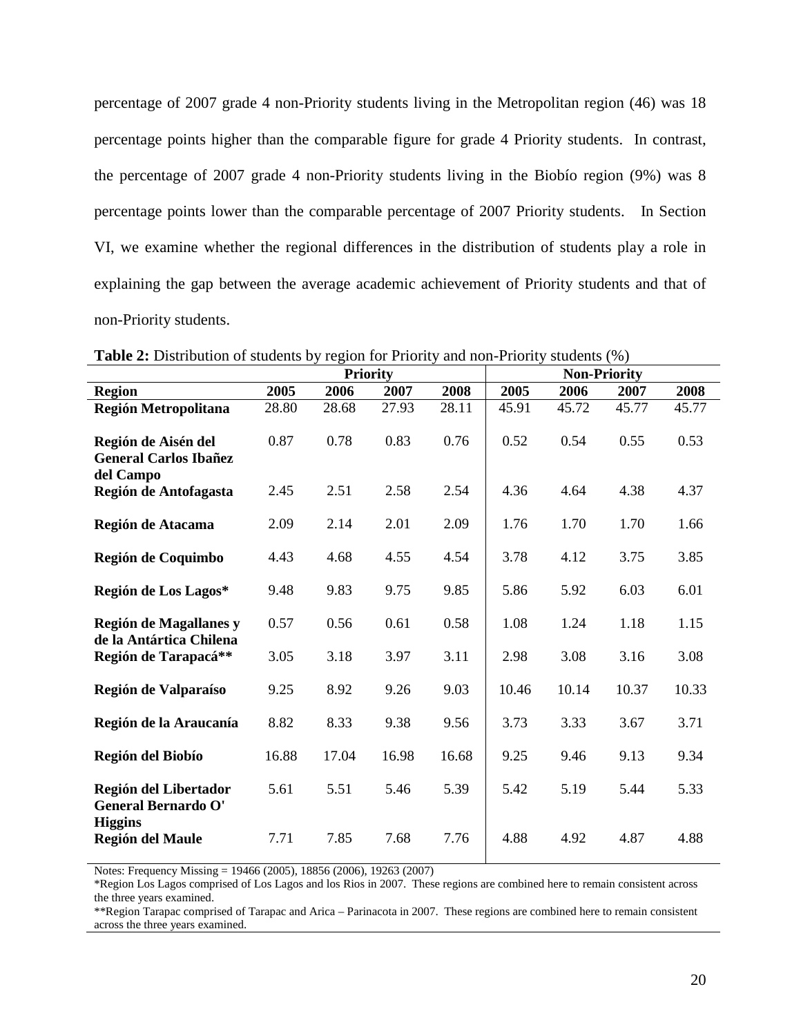percentage of 2007 grade 4 non-Priority students living in the Metropolitan region (46) was 18 percentage points higher than the comparable figure for grade 4 Priority students. In contrast, the percentage of 2007 grade 4 non-Priority students living in the Biobío region (9%) was 8 percentage points lower than the comparable percentage of 2007 Priority students. In Section VI, we examine whether the regional differences in the distribution of students play a role in explaining the gap between the average academic achievement of Priority students and that of non-Priority students.

**Table 2:** Distribution of students by region for Priority and non-Priority students (%)

| | Priority | | | | Non-Priority | | | |
|---|---|---|---|---|---|---|---|---|
| **Region** | **2005** | **2006** | **2007** | **2008** | **2005** | **2006** | **2007** | **2008** |
| **Región Metropolitana** | 28.80 | 28.68 | 27.93 | 28.11 | 45.91 | 45.72 | 45.77 | 45.77 |
| **Región de Aisén del General Carlos Ibañez del Campo** | 0.87 | 0.78 | 0.83 | 0.76 | 0.52 | 0.54 | 0.55 | 0.53 |
| **Región de Antofagasta** | 2.45 | 2.51 | 2.58 | 2.54 | 4.36 | 4.64 | 4.38 | 4.37 |
| **Región de Atacama** | 2.09 | 2.14 | 2.01 | 2.09 | 1.76 | 1.70 | 1.70 | 1.66 |
| **Región de Coquimbo** | 4.43 | 4.68 | 4.55 | 4.54 | 3.78 | 4.12 | 3.75 | 3.85 |
| **Región de Los Lagos*** | 9.48 | 9.83 | 9.75 | 9.85 | 5.86 | 5.92 | 6.03 | 6.01 |
| **Región de Magallanes y de la Antártica Chilena** | 0.57 | 0.56 | 0.61 | 0.58 | 1.08 | 1.24 | 1.18 | 1.15 |
| **Región de Tarapacá**** | 3.05 | 3.18 | 3.97 | 3.11 | 2.98 | 3.08 | 3.16 | 3.08 |
| **Región de Valparaíso** | 9.25 | 8.92 | 9.26 | 9.03 | 10.46 | 10.14 | 10.37 | 10.33 |
| **Región de la Araucanía** | 8.82 | 8.33 | 9.38 | 9.56 | 3.73 | 3.33 | 3.67 | 3.71 |
| **Región del Biobío** | 16.88 | 17.04 | 16.98 | 16.68 | 9.25 | 9.46 | 9.13 | 9.34 |
| **Región del Libertador General Bernardo O' Higgins** | 5.61 | 5.51 | 5.46 | 5.39 | 5.42 | 5.19 | 5.44 | 5.33 |
| **Región del Maule** | 7.71 | 7.85 | 7.68 | 7.76 | 4.88 | 4.92 | 4.87 | 4.88 |

Notes: Frequency Missing = 19466 (2005), 18856 (2006), 19263 (2007)

*Region Los Lagos comprised of Los Lagos and los Rios in 2007. These regions are combined here to remain consistent across the three years examined.

**Region Tarapac comprised of Tarapac and Arica – Parinacota in 2007. These regions are combined here to remain consistent across the three years examined.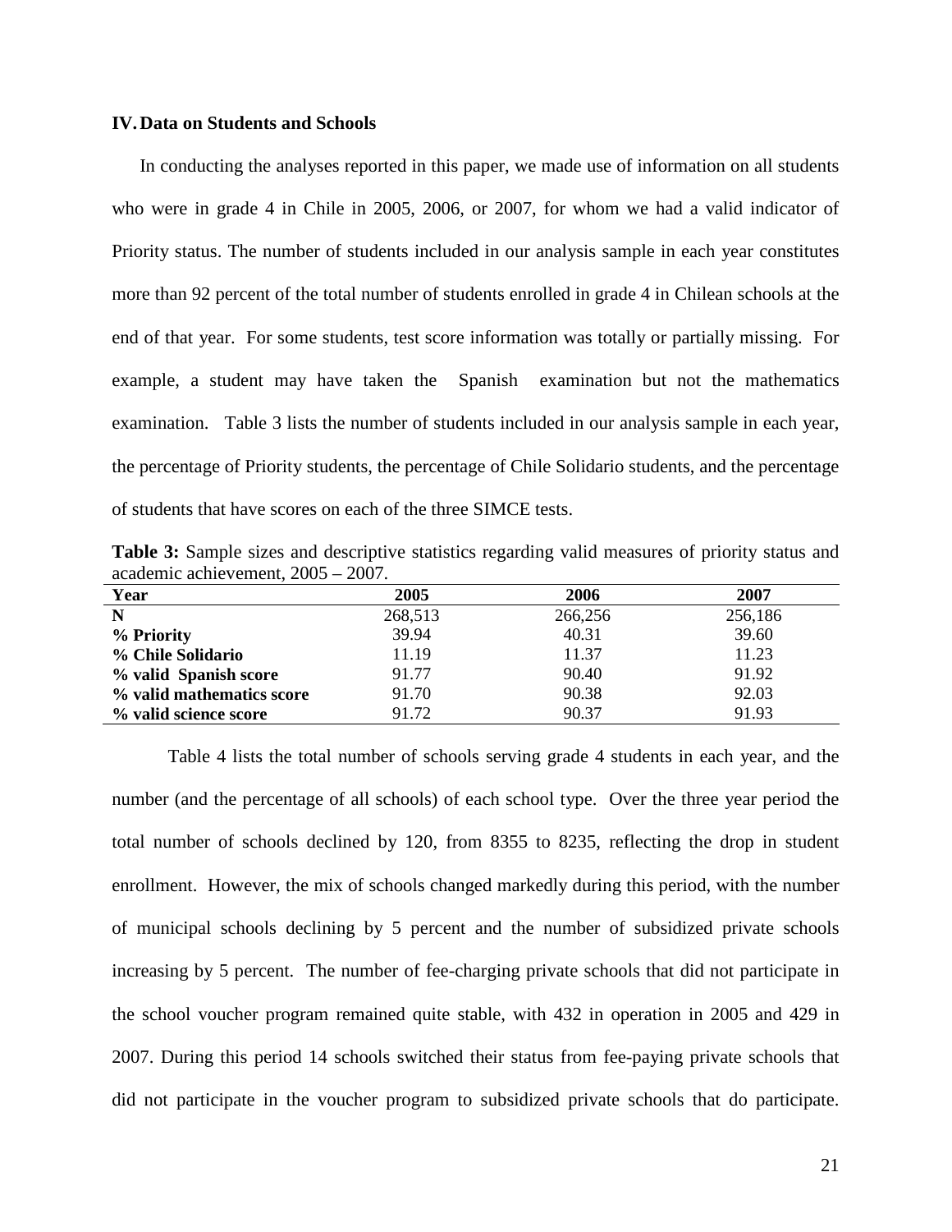## IV. Data on Students and Schools

In conducting the analyses reported in this paper, we made use of information on all students who were in grade 4 in Chile in 2005, 2006, or 2007, for whom we had a valid indicator of Priority status. The number of students included in our analysis sample in each year constitutes more than 92 percent of the total number of students enrolled in grade 4 in Chilean schools at the end of that year. For some students, test score information was totally or partially missing. For example, a student may have taken the Spanish examination but not the mathematics examination. Table 3 lists the number of students included in our analysis sample in each year, the percentage of Priority students, the percentage of Chile Solidario students, and the percentage of students that have scores on each of the three SIMCE tests.

**Table 3:** Sample sizes and descriptive statistics regarding valid measures of priority status and academic achievement, 2005 – 2007.

| Year | 2005 | 2006 | 2007 |
|---|---|---|---|
| **N** | 268,513 | 266,256 | 256,186 |
| **% Priority** | 39.94 | 40.31 | 39.60 |
| **% Chile Solidario** | 11.19 | 11.37 | 11.23 |
| **% valid Spanish score** | 91.77 | 90.40 | 91.92 |
| **% valid mathematics score** | 91.70 | 90.38 | 92.03 |
| **% valid science score** | 91.72 | 90.37 | 91.93 |

Table 4 lists the total number of schools serving grade 4 students in each year, and the number (and the percentage of all schools) of each school type. Over the three year period the total number of schools declined by 120, from 8355 to 8235, reflecting the drop in student enrollment. However, the mix of schools changed markedly during this period, with the number of municipal schools declining by 5 percent and the number of subsidized private schools increasing by 5 percent. The number of fee-charging private schools that did not participate in the school voucher program remained quite stable, with 432 in operation in 2005 and 429 in 2007. During this period 14 schools switched their status from fee-paying private schools that did not participate in the voucher program to subsidized private schools that do participate.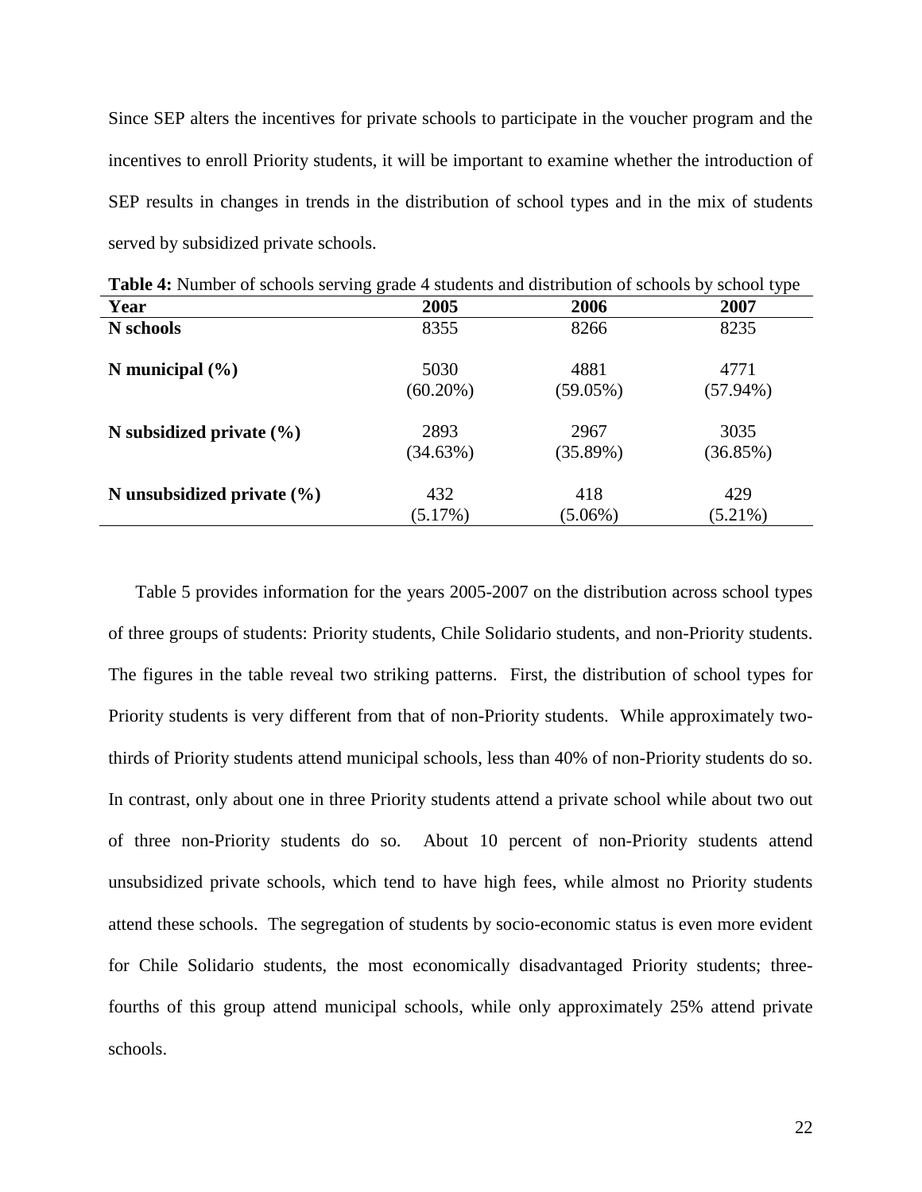Since SEP alters the incentives for private schools to participate in the voucher program and the incentives to enroll Priority students, it will be important to examine whether the introduction of SEP results in changes in trends in the distribution of school types and in the mix of students served by subsidized private schools.

**Table 4:** Number of schools serving grade 4 students and distribution of schools by school type

| Year | 2005 | 2006 | 2007 |
|---|---|---|---|
| **N schools** | 8355 | 8266 | 8235 |
| **N municipal (%)** | 5030<br>(60.20%) | 4881<br>(59.05%) | 4771<br>(57.94%) |
| **N subsidized private (%)** | 2893<br>(34.63%) | 2967<br>(35.89%) | 3035<br>(36.85%) |
| **N unsubsidized private (%)** | 432<br>(5.17%) | 418<br>(5.06%) | 429<br>(5.21%) |

Table 5 provides information for the years 2005-2007 on the distribution across school types of three groups of students: Priority students, Chile Solidario students, and non-Priority students. The figures in the table reveal two striking patterns. First, the distribution of school types for Priority students is very different from that of non-Priority students. While approximately two-thirds of Priority students attend municipal schools, less than 40% of non-Priority students do so. In contrast, only about one in three Priority students attend a private school while about two out of three non-Priority students do so. About 10 percent of non-Priority students attend unsubsidized private schools, which tend to have high fees, while almost no Priority students attend these schools. The segregation of students by socio-economic status is even more evident for Chile Solidario students, the most economically disadvantaged Priority students; three-fourths of this group attend municipal schools, while only approximately 25% attend private schools.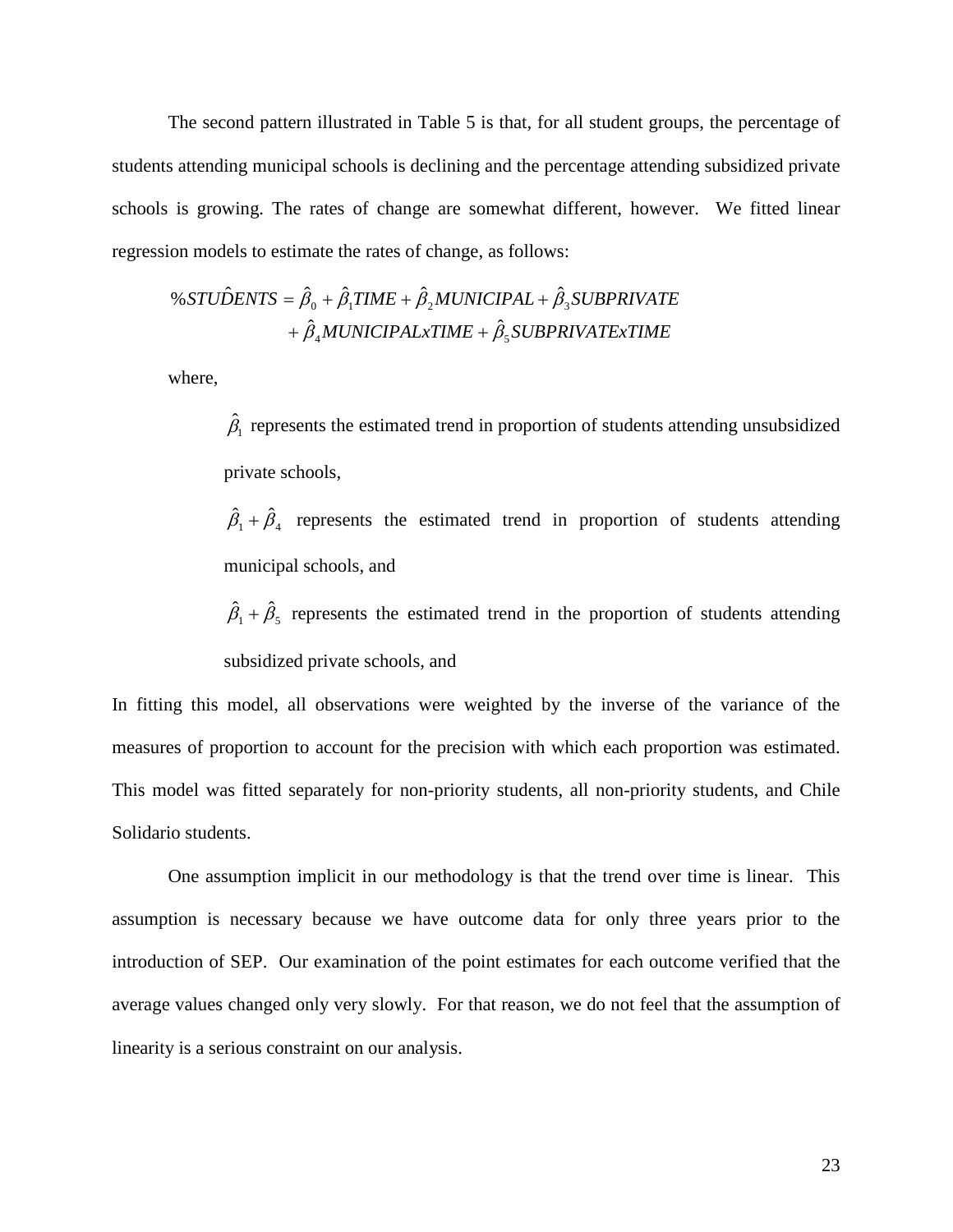The second pattern illustrated in Table 5 is that, for all student groups, the percentage of students attending municipal schools is declining and the percentage attending subsidized private schools is growing. The rates of change are somewhat different, however. We fitted linear regression models to estimate the rates of change, as follows:

$$
\begin{aligned}
\%ST\hat{U}DENTS = \hat{\beta}_0 + \hat{\beta}_1 TIME + \hat{\beta}_2 MUNICIPAL + \hat{\beta}_3 SUBPRIVATE \\
+ \hat{\beta}_4 MUNICIPALxTIME + \hat{\beta}_5 SUBPRIVATExTIME
\end{aligned}
$$

where,

$\hat{\beta}_1$ represents the estimated trend in proportion of students attending unsubsidized private schools,

$\hat{\beta}_1 + \hat{\beta}_4$ represents the estimated trend in proportion of students attending municipal schools, and

$\hat{\beta}_1 + \hat{\beta}_5$ represents the estimated trend in the proportion of students attending subsidized private schools, and

In fitting this model, all observations were weighted by the inverse of the variance of the measures of proportion to account for the precision with which each proportion was estimated. This model was fitted separately for non-priority students, all non-priority students, and Chile Solidario students.

One assumption implicit in our methodology is that the trend over time is linear. This assumption is necessary because we have outcome data for only three years prior to the introduction of SEP. Our examination of the point estimates for each outcome verified that the average values changed only very slowly. For that reason, we do not feel that the assumption of linearity is a serious constraint on our analysis.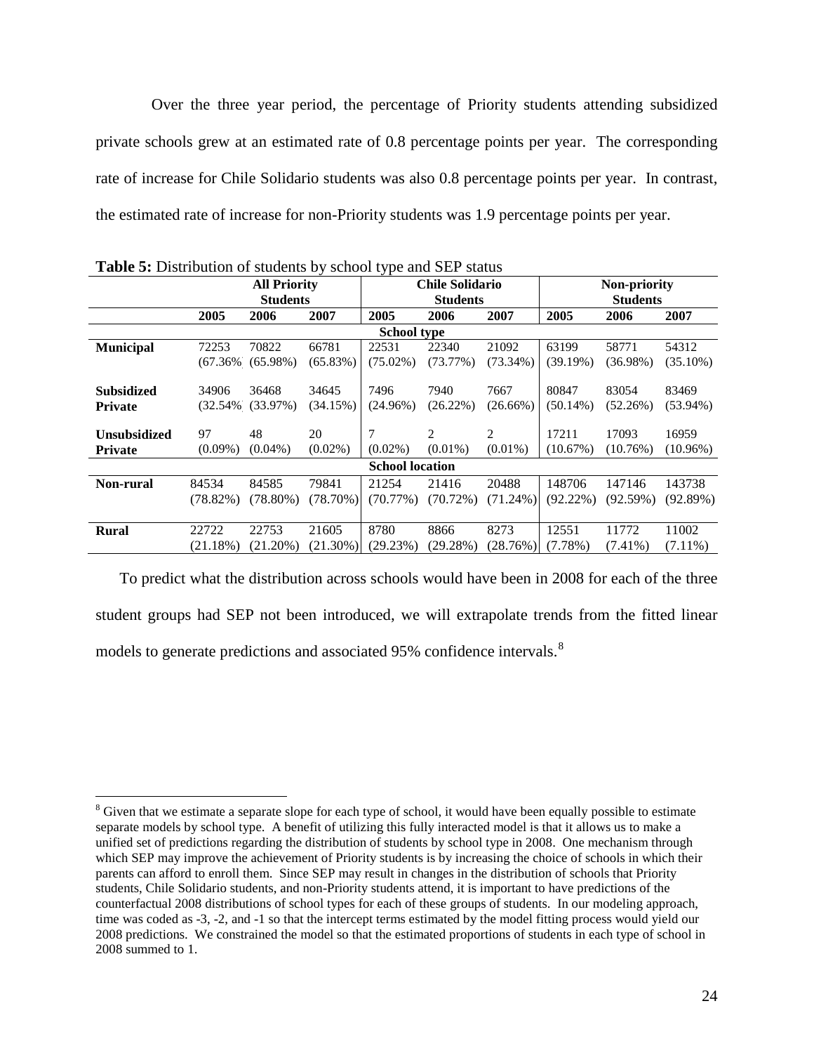Over the three year period, the percentage of Priority students attending subsidized private schools grew at an estimated rate of 0.8 percentage points per year. The corresponding rate of increase for Chile Solidario students was also 0.8 percentage points per year. In contrast, the estimated rate of increase for non-Priority students was 1.9 percentage points per year.

**Table 5:** Distribution of students by school type and SEP status

| | All Priority Students | | | Chile Solidario Students | | | Non-priority Students | | |
|---|---|---|---|---|---|---|---|---|---|
| | **2005** | **2006** | **2007** | **2005** | **2006** | **2007** | **2005** | **2006** | **2007** |
| | | | | **School type** | | | | | |
| **Municipal** | 72253 (67.36% | 70822 (65.98%) | 66781 (65.83%) | 22531 (75.02%) | 22340 (73.77%) | 21092 (73.34%) | 63199 (39.19%) | 58771 (36.98%) | 54312 (35.10%) |
| **Subsidized Private** | 34906 (32.54% | 36468 (33.97%) | 34645 (34.15%) | 7496 (24.96%) | 7940 (26.22%) | 7667 (26.66%) | 80847 (50.14%) | 83054 (52.26%) | 83469 (53.94%) |
| **Unsubsidized Private** | 97 (0.09%) | 48 (0.04%) | 20 (0.02%) | 7 (0.02%) | 2 (0.01%) | 2 (0.01%) | 17211 (10.67%) | 17093 (10.76%) | 16959 (10.96%) |
| | | | | **School location** | | | | | |
| **Non-rural** | 84534 (78.82%) | 84585 (78.80%) | 79841 (78.70%) | 21254 (70.77%) | 21416 (70.72%) | 20488 (71.24%) | 148706 (92.22%) | 147146 (92.59%) | 143738 (92.89%) |
| **Rural** | 22722 (21.18%) | 22753 (21.20%) | 21605 (21.30%) | 8780 (29.23%) | 8866 (29.28%) | 8273 (28.76%) | 12551 (7.78%) | 11772 (7.41%) | 11002 (7.11%) |

To predict what the distribution across schools would have been in 2008 for each of the three student groups had SEP not been introduced, we will extrapolate trends from the fitted linear models to generate predictions and associated 95% confidence intervals.[8]

[8] Given that we estimate a separate slope for each type of school, it would have been equally possible to estimate separate models by school type. A benefit of utilizing this fully interacted model is that it allows us to make a unified set of predictions regarding the distribution of students by school type in 2008. One mechanism through which SEP may improve the achievement of Priority students is by increasing the choice of schools in which their parents can afford to enroll them. Since SEP may result in changes in the distribution of schools that Priority students, Chile Solidario students, and non-Priority students attend, it is important to have predictions of the counterfactual 2008 distributions of school types for each of these groups of students. In our modeling approach, time was coded as -3, -2, and -1 so that the intercept terms estimated by the model fitting process would yield our 2008 predictions. We constrained the model so that the estimated proportions of students in each type of school in 2008 summed to 1.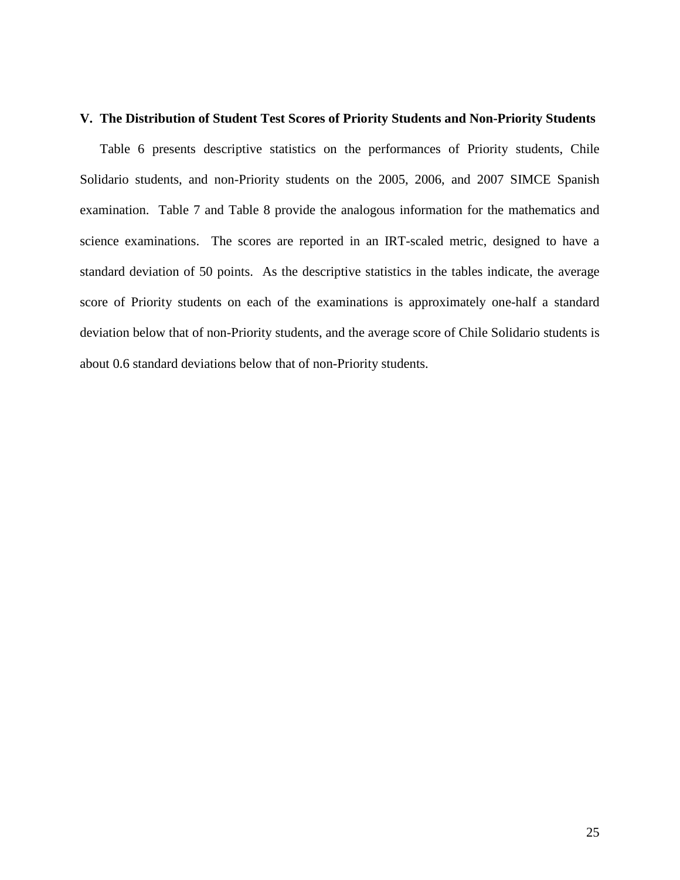## V. The Distribution of Student Test Scores of Priority Students and Non-Priority Students

Table 6 presents descriptive statistics on the performances of Priority students, Chile Solidario students, and non-Priority students on the 2005, 2006, and 2007 SIMCE Spanish examination. Table 7 and Table 8 provide the analogous information for the mathematics and science examinations. The scores are reported in an IRT-scaled metric, designed to have a standard deviation of 50 points. As the descriptive statistics in the tables indicate, the average score of Priority students on each of the examinations is approximately one-half a standard deviation below that of non-Priority students, and the average score of Chile Solidario students is about 0.6 standard deviations below that of non-Priority students.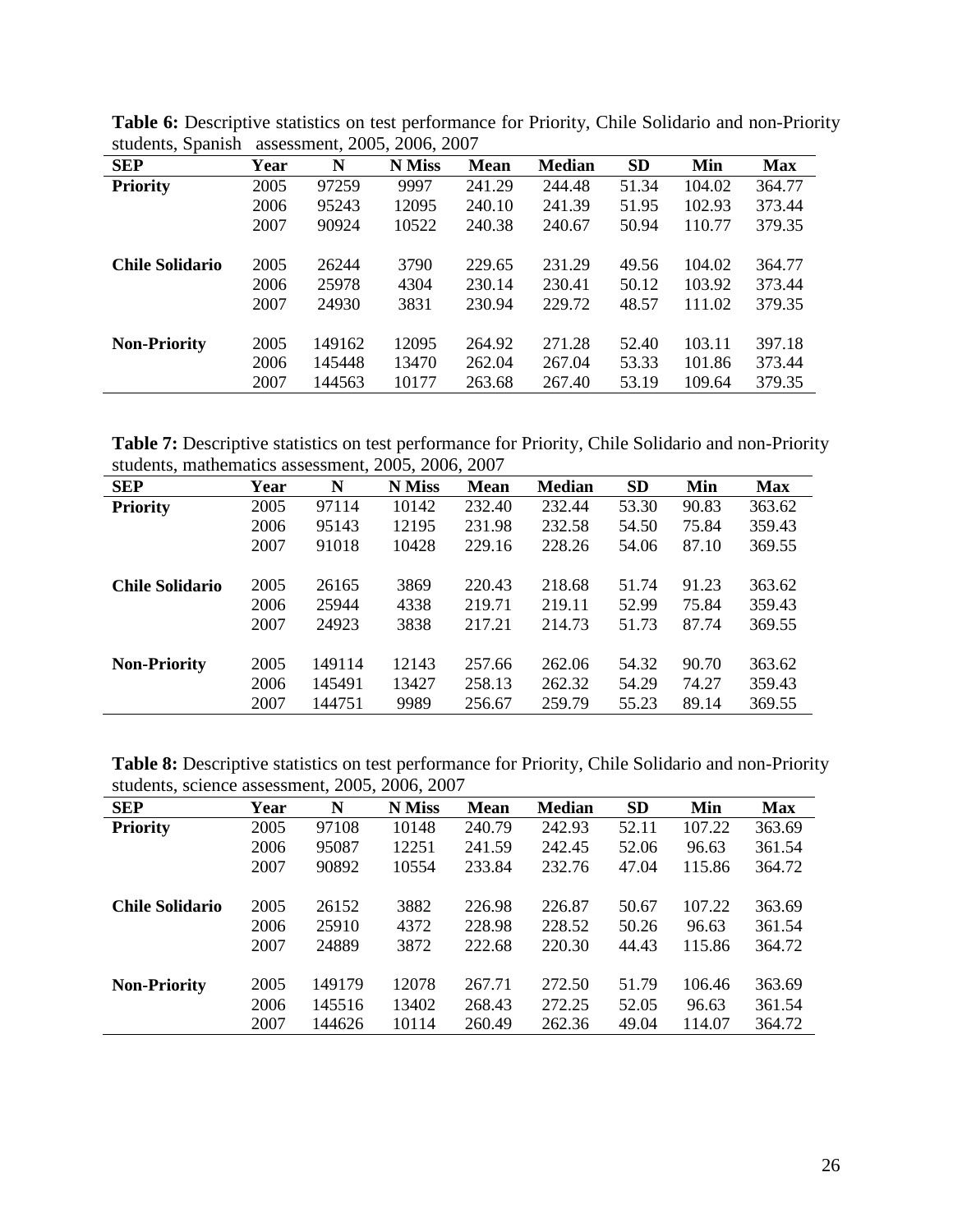**Table 6:** Descriptive statistics on test performance for Priority, Chile Solidario and non-Priority students, Spanish assessment, 2005, 2006, 2007

| SEP | Year | N | N Miss | Mean | Median | SD | Min | Max |
|---|---|---|---|---|---|---|---|---|
| **Priority** | 2005 | 97259 | 9997 | 241.29 | 244.48 | 51.34 | 104.02 | 364.77 |
| | 2006 | 95243 | 12095 | 240.10 | 241.39 | 51.95 | 102.93 | 373.44 |
| | 2007 | 90924 | 10522 | 240.38 | 240.67 | 50.94 | 110.77 | 379.35 |
| **Chile Solidario** | 2005 | 26244 | 3790 | 229.65 | 231.29 | 49.56 | 104.02 | 364.77 |
| | 2006 | 25978 | 4304 | 230.14 | 230.41 | 50.12 | 103.92 | 373.44 |
| | 2007 | 24930 | 3831 | 230.94 | 229.72 | 48.57 | 111.02 | 379.35 |
| **Non-Priority** | 2005 | 149162 | 12095 | 264.92 | 271.28 | 52.40 | 103.11 | 397.18 |
| | 2006 | 145448 | 13470 | 262.04 | 267.04 | 53.33 | 101.86 | 373.44 |
| | 2007 | 144563 | 10177 | 263.68 | 267.40 | 53.19 | 109.64 | 379.35 |

**Table 7:** Descriptive statistics on test performance for Priority, Chile Solidario and non-Priority students, mathematics assessment, 2005, 2006, 2007

| SEP | Year | N | N Miss | Mean | Median | SD | Min | Max |
|---|---|---|---|---|---|---|---|---|
| **Priority** | 2005 | 97114 | 10142 | 232.40 | 232.44 | 53.30 | 90.83 | 363.62 |
| | 2006 | 95143 | 12195 | 231.98 | 232.58 | 54.50 | 75.84 | 359.43 |
| | 2007 | 91018 | 10428 | 229.16 | 228.26 | 54.06 | 87.10 | 369.55 |
| **Chile Solidario** | 2005 | 26165 | 3869 | 220.43 | 218.68 | 51.74 | 91.23 | 363.62 |
| | 2006 | 25944 | 4338 | 219.71 | 219.11 | 52.99 | 75.84 | 359.43 |
| | 2007 | 24923 | 3838 | 217.21 | 214.73 | 51.73 | 87.74 | 369.55 |
| **Non-Priority** | 2005 | 149114 | 12143 | 257.66 | 262.06 | 54.32 | 90.70 | 363.62 |
| | 2006 | 145491 | 13427 | 258.13 | 262.32 | 54.29 | 74.27 | 359.43 |
| | 2007 | 144751 | 9989 | 256.67 | 259.79 | 55.23 | 89.14 | 369.55 |

**Table 8:** Descriptive statistics on test performance for Priority, Chile Solidario and non-Priority students, science assessment, 2005, 2006, 2007

| SEP | Year | N | N Miss | Mean | Median | SD | Min | Max |
|---|---|---|---|---|---|---|---|---|
| **Priority** | 2005 | 97108 | 10148 | 240.79 | 242.93 | 52.11 | 107.22 | 363.69 |
| | 2006 | 95087 | 12251 | 241.59 | 242.45 | 52.06 | 96.63 | 361.54 |
| | 2007 | 90892 | 10554 | 233.84 | 232.76 | 47.04 | 115.86 | 364.72 |
| **Chile Solidario** | 2005 | 26152 | 3882 | 226.98 | 226.87 | 50.67 | 107.22 | 363.69 |
| | 2006 | 25910 | 4372 | 228.98 | 228.52 | 50.26 | 96.63 | 361.54 |
| | 2007 | 24889 | 3872 | 222.68 | 220.30 | 44.43 | 115.86 | 364.72 |
| **Non-Priority** | 2005 | 149179 | 12078 | 267.71 | 272.50 | 51.79 | 106.46 | 363.69 |
| | 2006 | 145516 | 13402 | 268.43 | 272.25 | 52.05 | 96.63 | 361.54 |
| | 2007 | 144626 | 10114 | 260.49 | 262.36 | 49.04 | 114.07 | 364.72 |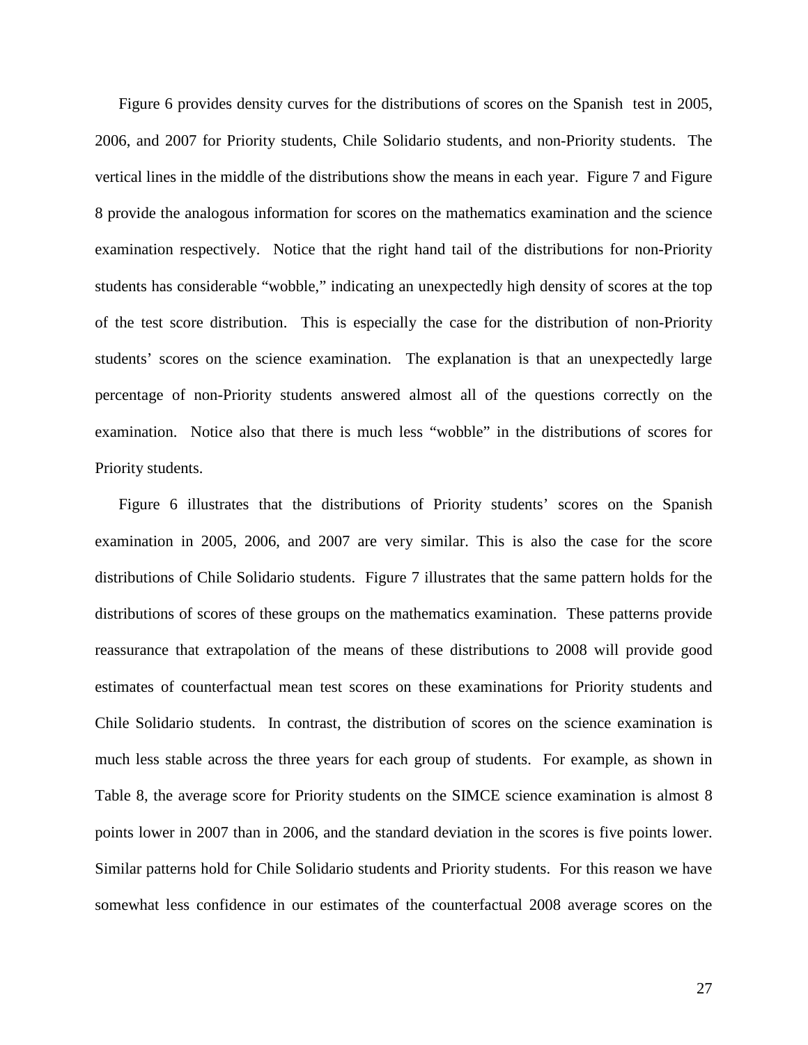Figure 6 provides density curves for the distributions of scores on the Spanish test in 2005, 2006, and 2007 for Priority students, Chile Solidario students, and non-Priority students. The vertical lines in the middle of the distributions show the means in each year. Figure 7 and Figure 8 provide the analogous information for scores on the mathematics examination and the science examination respectively. Notice that the right hand tail of the distributions for non-Priority students has considerable "wobble," indicating an unexpectedly high density of scores at the top of the test score distribution. This is especially the case for the distribution of non-Priority students' scores on the science examination. The explanation is that an unexpectedly large percentage of non-Priority students answered almost all of the questions correctly on the examination. Notice also that there is much less "wobble" in the distributions of scores for Priority students.

Figure 6 illustrates that the distributions of Priority students' scores on the Spanish examination in 2005, 2006, and 2007 are very similar. This is also the case for the score distributions of Chile Solidario students. Figure 7 illustrates that the same pattern holds for the distributions of scores of these groups on the mathematics examination. These patterns provide reassurance that extrapolation of the means of these distributions to 2008 will provide good estimates of counterfactual mean test scores on these examinations for Priority students and Chile Solidario students. In contrast, the distribution of scores on the science examination is much less stable across the three years for each group of students. For example, as shown in Table 8, the average score for Priority students on the SIMCE science examination is almost 8 points lower in 2007 than in 2006, and the standard deviation in the scores is five points lower. Similar patterns hold for Chile Solidario students and Priority students. For this reason we have somewhat less confidence in our estimates of the counterfactual 2008 average scores on the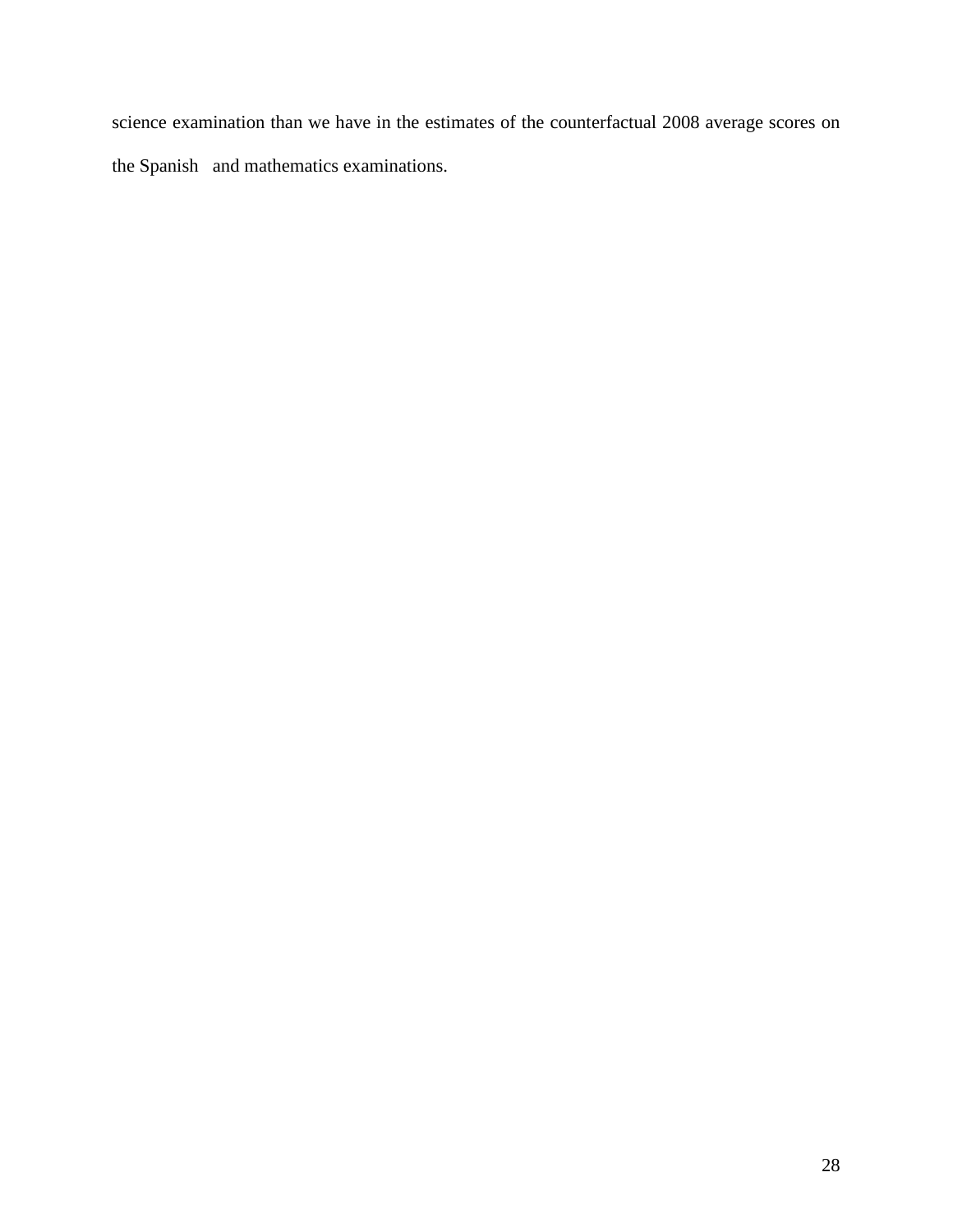science examination than we have in the estimates of the counterfactual 2008 average scores on the Spanish and mathematics examinations.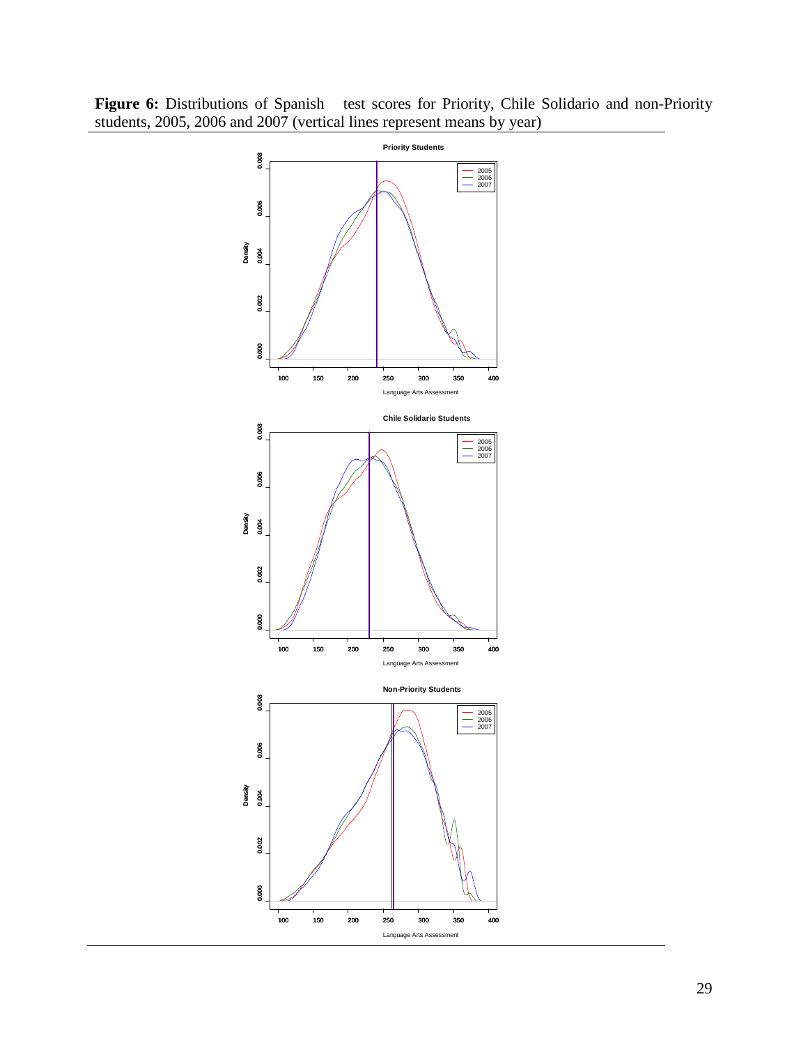**Figure 6:** Distributions of Spanish test scores for Priority, Chile Solidario and non-Priority students, 2005, 2006 and 2007 (vertical lines represent means by year)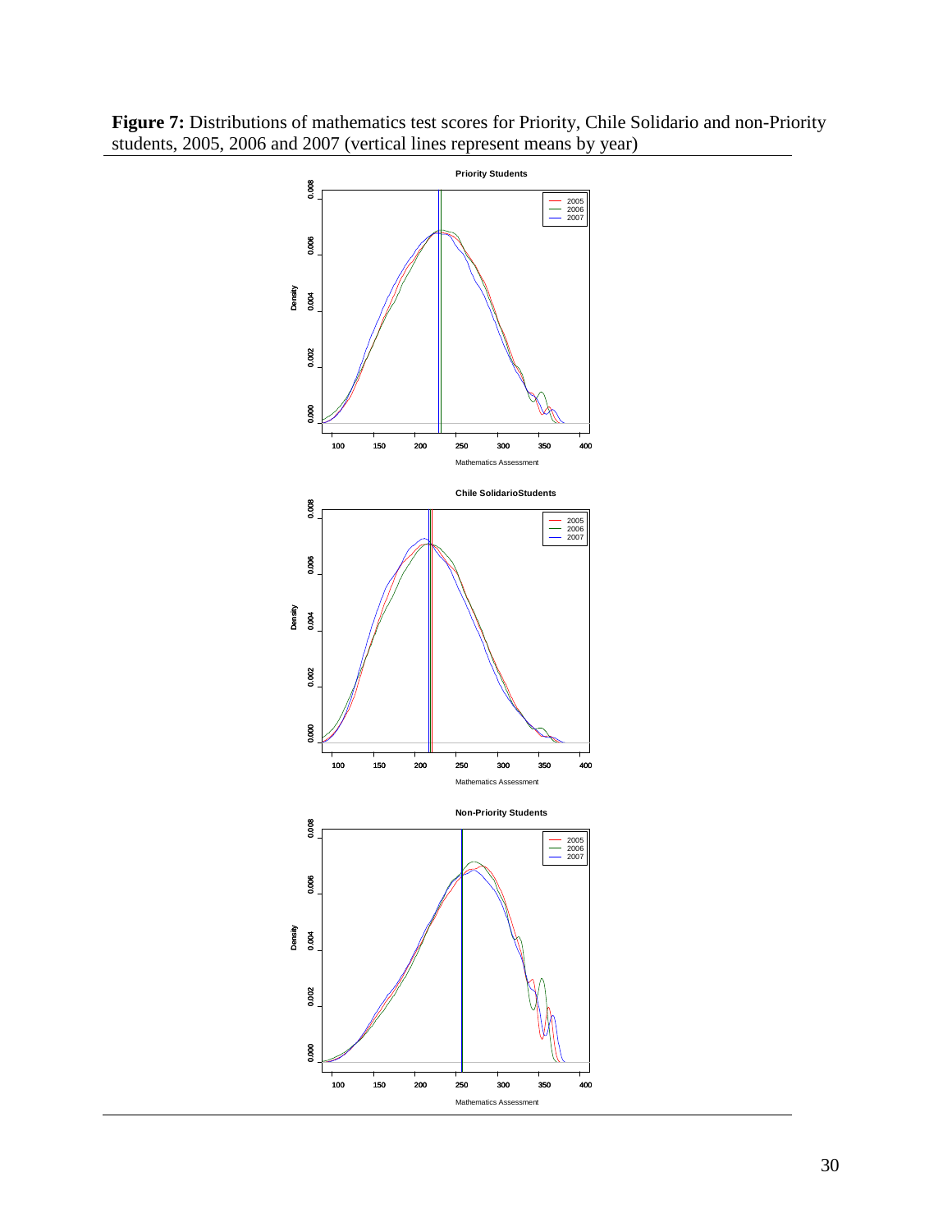**Figure 7:** Distributions of mathematics test scores for Priority, Chile Solidario and non-Priority students, 2005, 2006 and 2007 (vertical lines represent means by year)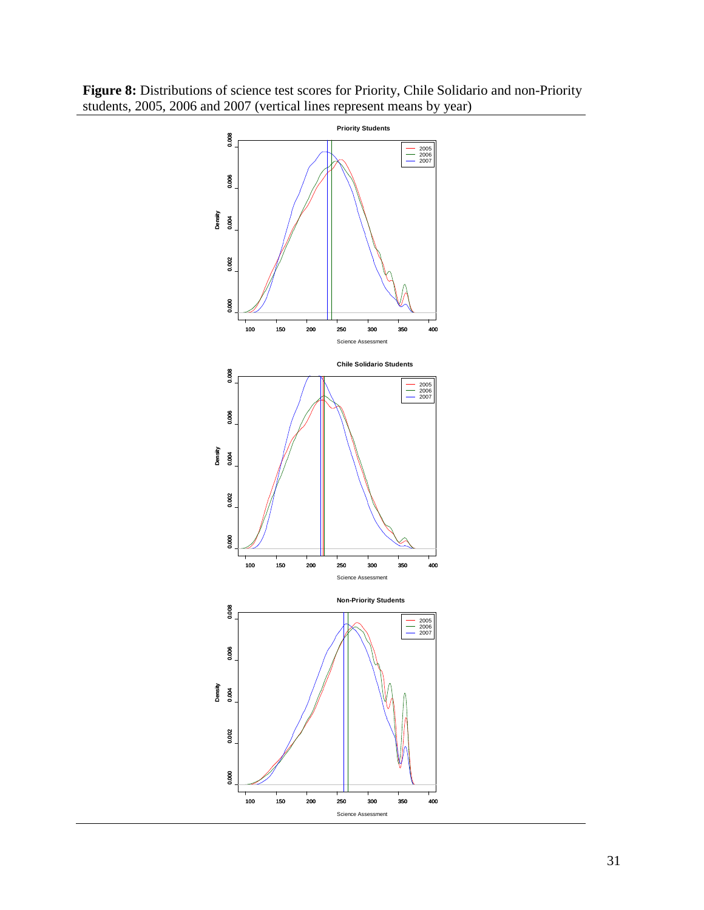**Figure 8:** Distributions of science test scores for Priority, Chile Solidario and non-Priority students, 2005, 2006 and 2007 (vertical lines represent means by year)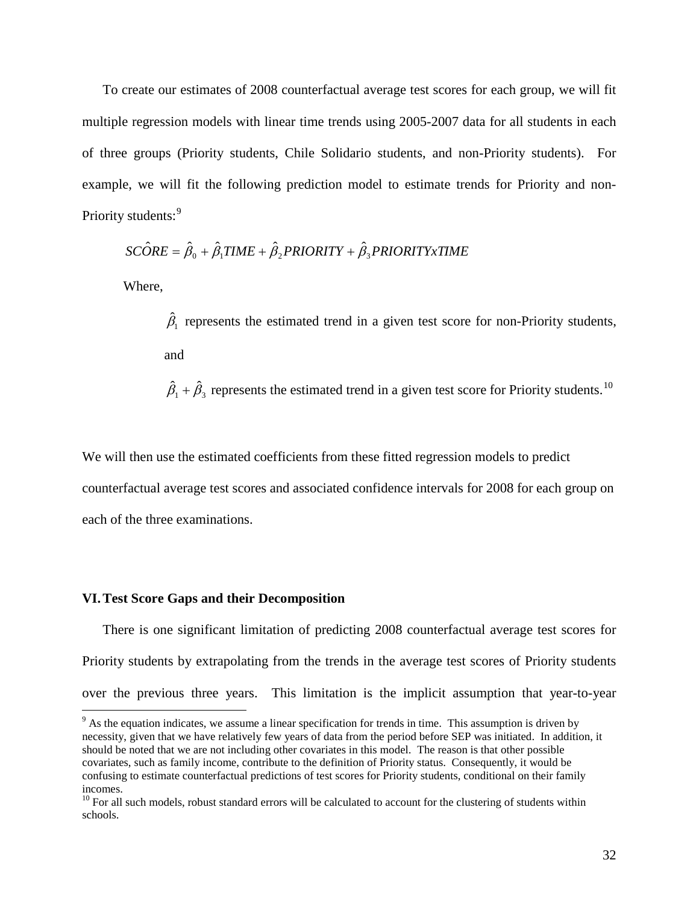To create our estimates of 2008 counterfactual average test scores for each group, we will fit multiple regression models with linear time trends using 2005-2007 data for all students in each of three groups (Priority students, Chile Solidario students, and non-Priority students). For example, we will fit the following prediction model to estimate trends for Priority and non-Priority students:[9]

$$S\hat{C}ORE = \hat{\beta}_0 + \hat{\beta}_1 TIME + \hat{\beta}_2 PRIORITY + \hat{\beta}_3 PRIORITYxTIME$$

Where,

> $\hat{\beta}_1$ represents the estimated trend in a given test score for non-Priority students, and
>
> $\hat{\beta}_1 + \hat{\beta}_3$ represents the estimated trend in a given test score for Priority students.[10]

We will then use the estimated coefficients from these fitted regression models to predict counterfactual average test scores and associated confidence intervals for 2008 for each group on each of the three examinations.

## VI. Test Score Gaps and their Decomposition

There is one significant limitation of predicting 2008 counterfactual average test scores for Priority students by extrapolating from the trends in the average test scores of Priority students over the previous three years. This limitation is the implicit assumption that year-to-year

---

[9] As the equation indicates, we assume a linear specification for trends in time. This assumption is driven by necessity, given that we have relatively few years of data from the period before SEP was initiated. In addition, it should be noted that we are not including other covariates in this model. The reason is that other possible covariates, such as family income, contribute to the definition of Priority status. Consequently, it would be confusing to estimate counterfactual predictions of test scores for Priority students, conditional on their family incomes.

[10] For all such models, robust standard errors will be calculated to account for the clustering of students within schools.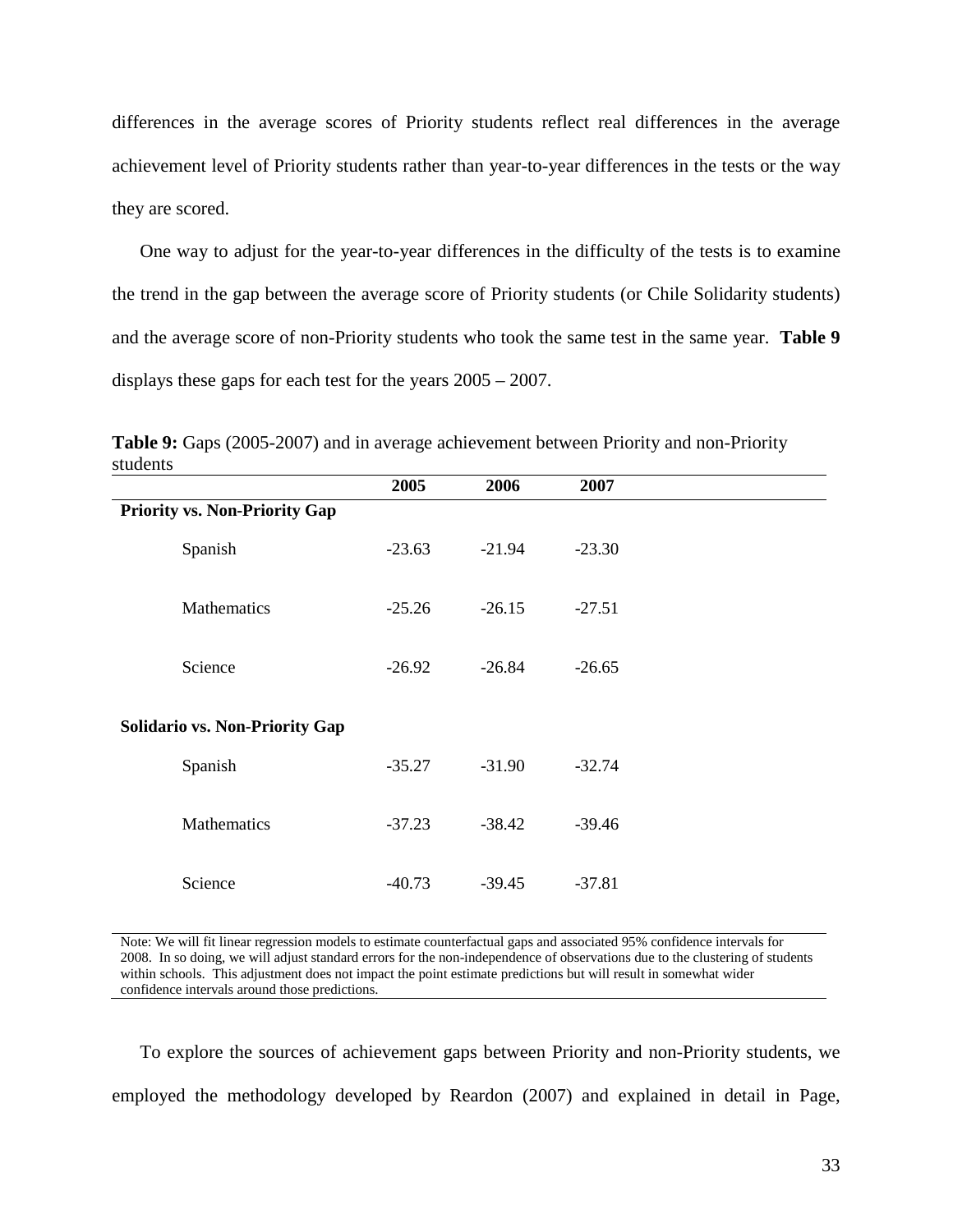differences in the average scores of Priority students reflect real differences in the average achievement level of Priority students rather than year-to-year differences in the tests or the way they are scored.

One way to adjust for the year-to-year differences in the difficulty of the tests is to examine the trend in the gap between the average score of Priority students (or Chile Solidarity students) and the average score of non-Priority students who took the same test in the same year. **Table 9** displays these gaps for each test for the years 2005 – 2007.

**Table 9:** Gaps (2005-2007) and in average achievement between Priority and non-Priority students

| | 2005 | 2006 | 2007 |
|---|---|---|---|
| **Priority vs. Non-Priority Gap** | | | |
| Spanish | -23.63 | -21.94 | -23.30 |
| Mathematics | -25.26 | -26.15 | -27.51 |
| Science | -26.92 | -26.84 | -26.65 |
| **Solidario vs. Non-Priority Gap** | | | |
| Spanish | -35.27 | -31.90 | -32.74 |
| Mathematics | -37.23 | -38.42 | -39.46 |
| Science | -40.73 | -39.45 | -37.81 |

Note: We will fit linear regression models to estimate counterfactual gaps and associated 95% confidence intervals for 2008. In so doing, we will adjust standard errors for the non-independence of observations due to the clustering of students within schools. This adjustment does not impact the point estimate predictions but will result in somewhat wider confidence intervals around those predictions.

To explore the sources of achievement gaps between Priority and non-Priority students, we employed the methodology developed by Reardon (2007) and explained in detail in Page,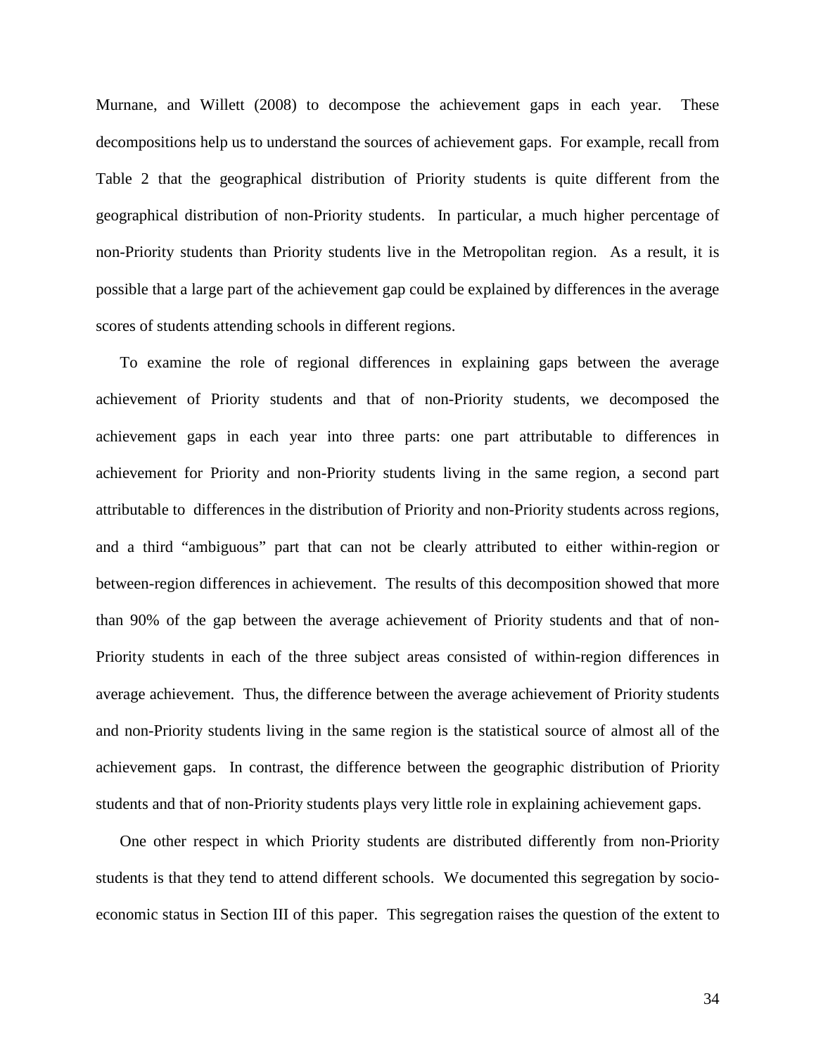Murnane, and Willett (2008) to decompose the achievement gaps in each year. These decompositions help us to understand the sources of achievement gaps. For example, recall from Table 2 that the geographical distribution of Priority students is quite different from the geographical distribution of non-Priority students. In particular, a much higher percentage of non-Priority students than Priority students live in the Metropolitan region. As a result, it is possible that a large part of the achievement gap could be explained by differences in the average scores of students attending schools in different regions.

To examine the role of regional differences in explaining gaps between the average achievement of Priority students and that of non-Priority students, we decomposed the achievement gaps in each year into three parts: one part attributable to differences in achievement for Priority and non-Priority students living in the same region, a second part attributable to differences in the distribution of Priority and non-Priority students across regions, and a third "ambiguous" part that can not be clearly attributed to either within-region or between-region differences in achievement. The results of this decomposition showed that more than 90% of the gap between the average achievement of Priority students and that of non-Priority students in each of the three subject areas consisted of within-region differences in average achievement. Thus, the difference between the average achievement of Priority students and non-Priority students living in the same region is the statistical source of almost all of the achievement gaps. In contrast, the difference between the geographic distribution of Priority students and that of non-Priority students plays very little role in explaining achievement gaps.

One other respect in which Priority students are distributed differently from non-Priority students is that they tend to attend different schools. We documented this segregation by socio-economic status in Section III of this paper. This segregation raises the question of the extent to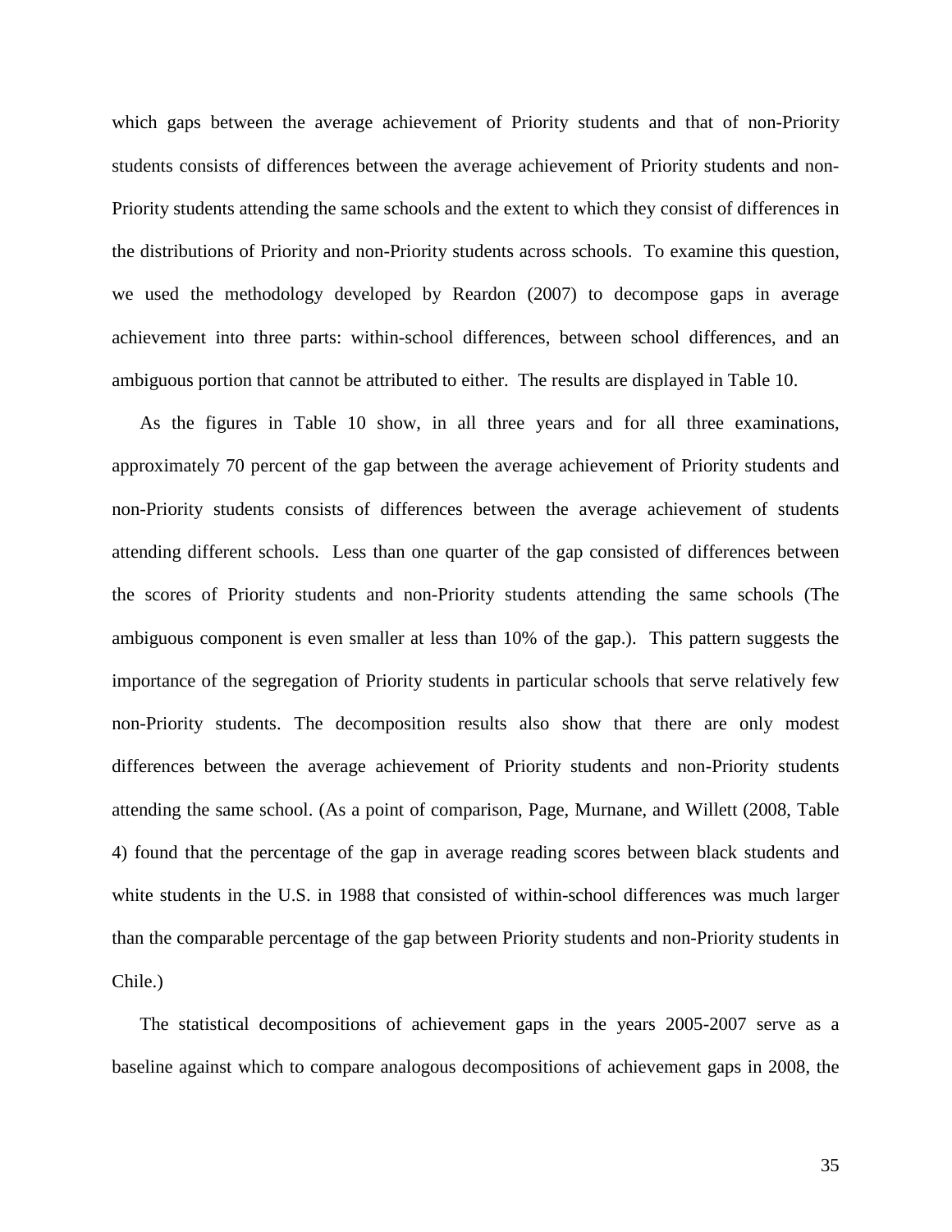which gaps between the average achievement of Priority students and that of non-Priority students consists of differences between the average achievement of Priority students and non-Priority students attending the same schools and the extent to which they consist of differences in the distributions of Priority and non-Priority students across schools. To examine this question, we used the methodology developed by Reardon (2007) to decompose gaps in average achievement into three parts: within-school differences, between school differences, and an ambiguous portion that cannot be attributed to either. The results are displayed in Table 10.

As the figures in Table 10 show, in all three years and for all three examinations, approximately 70 percent of the gap between the average achievement of Priority students and non-Priority students consists of differences between the average achievement of students attending different schools. Less than one quarter of the gap consisted of differences between the scores of Priority students and non-Priority students attending the same schools (The ambiguous component is even smaller at less than 10% of the gap.). This pattern suggests the importance of the segregation of Priority students in particular schools that serve relatively few non-Priority students. The decomposition results also show that there are only modest differences between the average achievement of Priority students and non-Priority students attending the same school. (As a point of comparison, Page, Murnane, and Willett (2008, Table 4) found that the percentage of the gap in average reading scores between black students and white students in the U.S. in 1988 that consisted of within-school differences was much larger than the comparable percentage of the gap between Priority students and non-Priority students in Chile.)

The statistical decompositions of achievement gaps in the years 2005-2007 serve as a baseline against which to compare analogous decompositions of achievement gaps in 2008, the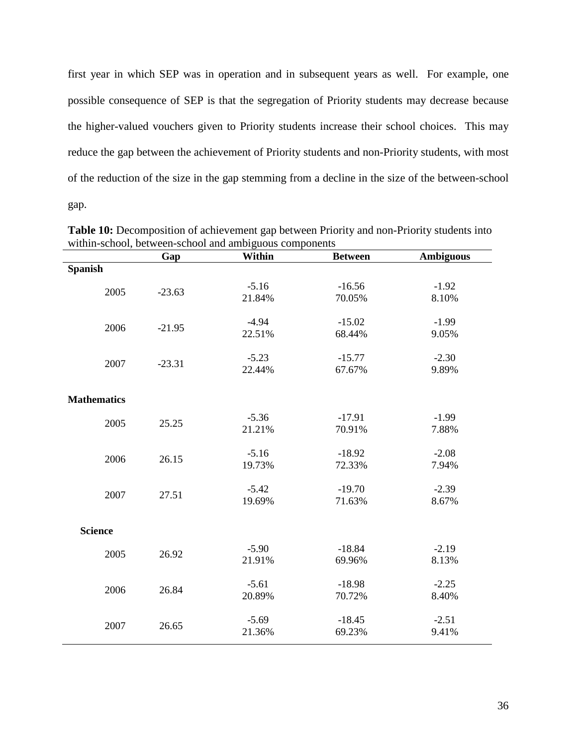first year in which SEP was in operation and in subsequent years as well. For example, one possible consequence of SEP is that the segregation of Priority students may decrease because the higher-valued vouchers given to Priority students increase their school choices. This may reduce the gap between the achievement of Priority students and non-Priority students, with most of the reduction of the size in the gap stemming from a decline in the size of the between-school gap.

**Table 10:** Decomposition of achievement gap between Priority and non-Priority students into within-school, between-school and ambiguous components

| | Gap | Within | Between | Ambiguous |
|---|---|---|---|---|
| **Spanish** | | | | |
| 2005 | -23.63 | -5.16<br>21.84% | -16.56<br>70.05% | -1.92<br>8.10% |
| 2006 | -21.95 | -4.94<br>22.51% | -15.02<br>68.44% | -1.99<br>9.05% |
| 2007 | -23.31 | -5.23<br>22.44% | -15.77<br>67.67% | -2.30<br>9.89% |
| **Mathematics** | | | | |
| 2005 | 25.25 | -5.36<br>21.21% | -17.91<br>70.91% | -1.99<br>7.88% |
| 2006 | 26.15 | -5.16<br>19.73% | -18.92<br>72.33% | -2.08<br>7.94% |
| 2007 | 27.51 | -5.42<br>19.69% | -19.70<br>71.63% | -2.39<br>8.67% |
| **Science** | | | | |
| 2005 | 26.92 | -5.90<br>21.91% | -18.84<br>69.96% | -2.19<br>8.13% |
| 2006 | 26.84 | -5.61<br>20.89% | -18.98<br>70.72% | -2.25<br>8.40% |
| 2007 | 26.65 | -5.69<br>21.36% | -18.45<br>69.23% | -2.51<br>9.41% |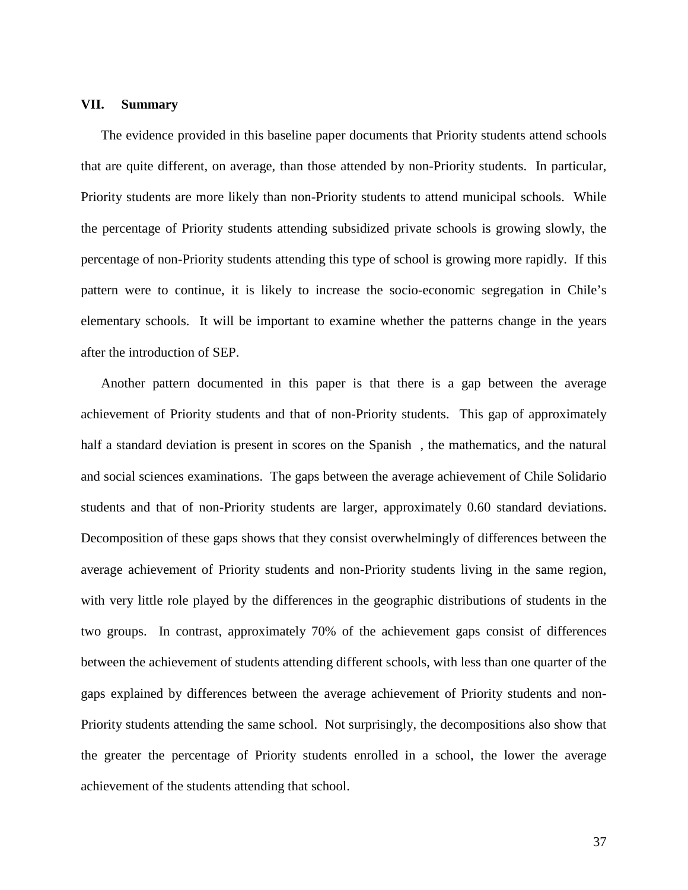## VII. Summary

The evidence provided in this baseline paper documents that Priority students attend schools that are quite different, on average, than those attended by non-Priority students. In particular, Priority students are more likely than non-Priority students to attend municipal schools. While the percentage of Priority students attending subsidized private schools is growing slowly, the percentage of non-Priority students attending this type of school is growing more rapidly. If this pattern were to continue, it is likely to increase the socio-economic segregation in Chile's elementary schools. It will be important to examine whether the patterns change in the years after the introduction of SEP.

Another pattern documented in this paper is that there is a gap between the average achievement of Priority students and that of non-Priority students. This gap of approximately half a standard deviation is present in scores on the Spanish , the mathematics, and the natural and social sciences examinations. The gaps between the average achievement of Chile Solidario students and that of non-Priority students are larger, approximately 0.60 standard deviations. Decomposition of these gaps shows that they consist overwhelmingly of differences between the average achievement of Priority students and non-Priority students living in the same region, with very little role played by the differences in the geographic distributions of students in the two groups. In contrast, approximately 70% of the achievement gaps consist of differences between the achievement of students attending different schools, with less than one quarter of the gaps explained by differences between the average achievement of Priority students and non-Priority students attending the same school. Not surprisingly, the decompositions also show that the greater the percentage of Priority students enrolled in a school, the lower the average achievement of the students attending that school.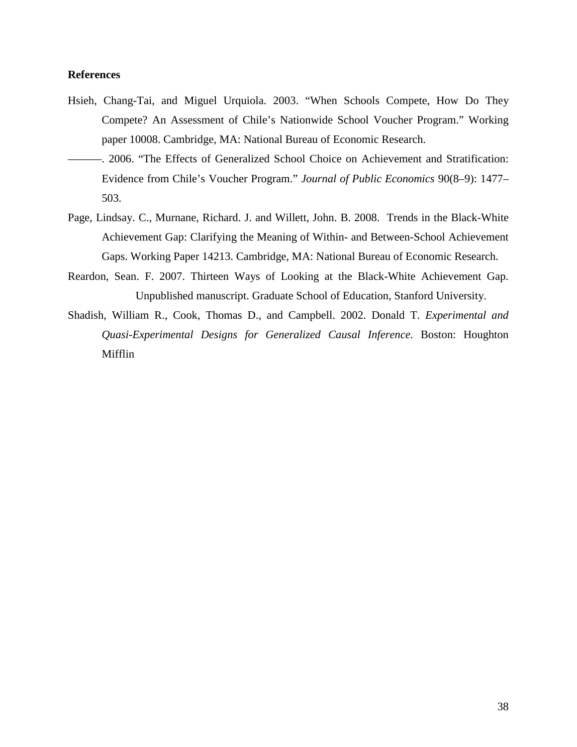**References**

Hsieh, Chang-Tai, and Miguel Urquiola. 2003. “When Schools Compete, How Do They Compete? An Assessment of Chile’s Nationwide School Voucher Program.” Working paper 10008. Cambridge, MA: National Bureau of Economic Research.

———. 2006. “The Effects of Generalized School Choice on Achievement and Stratification: Evidence from Chile’s Voucher Program.” *Journal of Public Economics* 90(8–9): 1477–503.

Page, Lindsay. C., Murnane, Richard. J. and Willett, John. B. 2008. Trends in the Black-White Achievement Gap: Clarifying the Meaning of Within- and Between-School Achievement Gaps. Working Paper 14213. Cambridge, MA: National Bureau of Economic Research.

Reardon, Sean. F. 2007. Thirteen Ways of Looking at the Black-White Achievement Gap. Unpublished manuscript. Graduate School of Education, Stanford University.

Shadish, William R., Cook, Thomas D., and Campbell. 2002. Donald T. *Experimental and Quasi-Experimental Designs for Generalized Causal Inference.* Boston: Houghton Mifflin